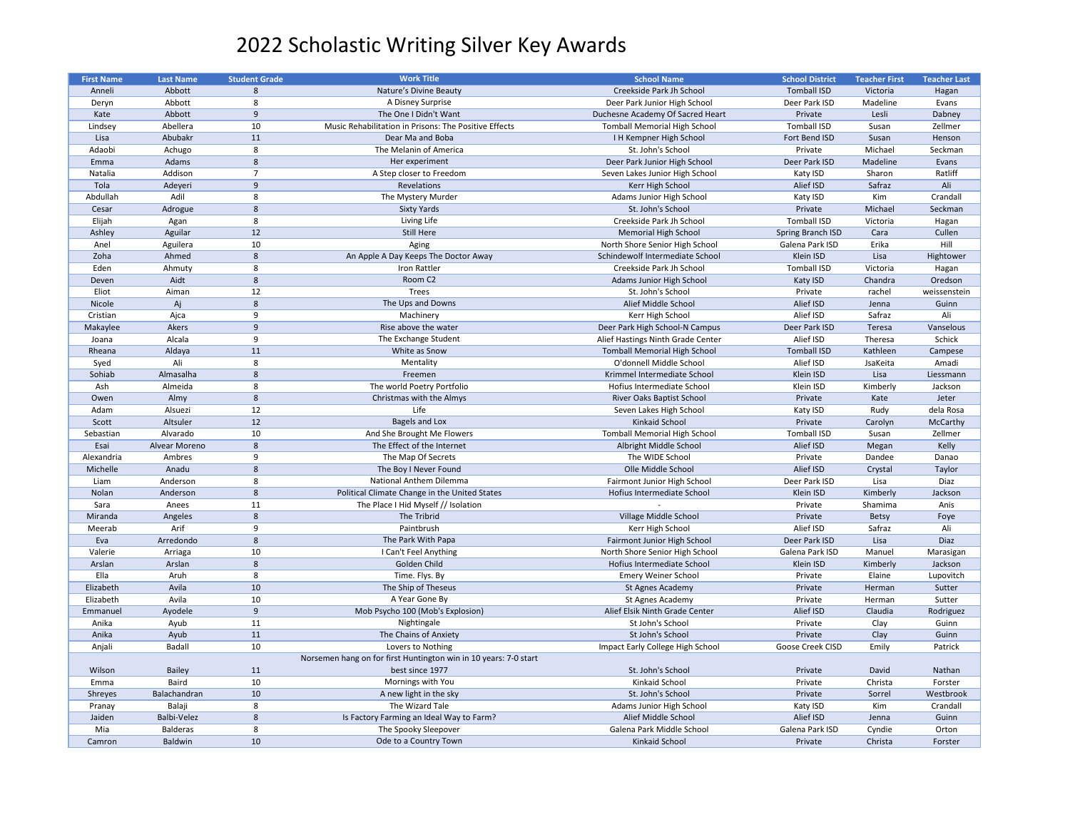# 2022 Scholastic Writing Silver Key Awards

| First Name | Last Name | Student Grade | Work Title | School Name | School District | Teacher First | Teacher Last |
|---|---|---|---|---|---|---|---|
| Anneli | Abbott | 8 | Nature's Divine Beauty | Creekside Park Jh School | Tomball ISD | Victoria | Hagan |
| Deryn | Abbott | 8 | A Disney Surprise | Deer Park Junior High School | Deer Park ISD | Madeline | Evans |
| Kate | Abbott | 9 | The One I Didn't Want | Duchesne Academy Of Sacred Heart | Private | Lesli | Dabney |
| Lindsey | Abellera | 10 | Music Rehabilitation in Prisons: The Positive Effects | Tomball Memorial High School | Tomball ISD | Susan | Zellmer |
| Lisa | Abubakr | 11 | Dear Ma and Boba | I H Kempner High School | Fort Bend ISD | Susan | Henson |
| Adaobi | Achugo | 8 | The Melanin of America | St. John's School | Private | Michael | Seckman |
| Emma | Adams | 8 | Her experiment | Deer Park Junior High School | Deer Park ISD | Madeline | Evans |
| Natalia | Addison | 7 | A Step closer to Freedom | Seven Lakes Junior High School | Katy ISD | Sharon | Ratliff |
| Tola | Adeyeri | 9 | Revelations | Kerr High School | Alief ISD | Safraz | Ali |
| Abdullah | Adil | 8 | The Mystery Murder | Adams Junior High School | Katy ISD | Kim | Crandall |
| Cesar | Adrogue | 8 | Sixty Yards | St. John's School | Private | Michael | Seckman |
| Elijah | Agan | 8 | Living Life | Creekside Park Jh School | Tomball ISD | Victoria | Hagan |
| Ashley | Aguilar | 12 | Still Here | Memorial High School | Spring Branch ISD | Cara | Cullen |
| Anel | Aguilera | 10 | Aging | North Shore Senior High School | Galena Park ISD | Erika | Hill |
| Zoha | Ahmed | 8 | An Apple A Day Keeps The Doctor Away | Schindewolf Intermediate School | Klein ISD | Lisa | Hightower |
| Eden | Ahmuty | 8 | Iron Rattler | Creekside Park Jh School | Tomball ISD | Victoria | Hagan |
| Deven | Aidt | 8 | Room C2 | Adams Junior High School | Katy ISD | Chandra | Oredson |
| Eliot | Aiman | 12 | Trees | St. John's School | Private | rachel | weissenstein |
| Nicole | Aj | 8 | The Ups and Downs | Alief Middle School | Alief ISD | Jenna | Guinn |
| Cristian | Ajca | 9 | Machinery | Kerr High School | Alief ISD | Safraz | Ali |
| Makaylee | Akers | 9 | Rise above the water | Deer Park High School-N Campus | Deer Park ISD | Teresa | Vanselous |
| Joana | Alcala | 9 | The Exchange Student | Alief Hastings Ninth Grade Center | Alief ISD | Theresa | Schick |
| Rheana | Aldaya | 11 | White as Snow | Tomball Memorial High School | Tomball ISD | Kathleen | Campese |
| Syed | Ali | 8 | Mentality | O'donnell Middle School | Alief ISD | JsaKeita | Amadi |
| Sohiab | Almasalha | 8 | Freemen | Krimmel Intermediate School | Klein ISD | Lisa | Liessmann |
| Ash | Almeida | 8 | The world Poetry Portfolio | Hofius Intermediate School | Klein ISD | Kimberly | Jackson |
| Owen | Almy | 8 | Christmas with the Almys | River Oaks Baptist School | Private | Kate | Jeter |
| Adam | Alsuezi | 12 | Life | Seven Lakes High School | Katy ISD | Rudy | dela Rosa |
| Scott | Altsuler | 12 | Bagels and Lox | Kinkaid School | Private | Carolyn | McCarthy |
| Sebastian | Alvarado | 10 | And She Brought Me Flowers | Tomball Memorial High School | Tomball ISD | Susan | Zellmer |
| Esai | Alvear Moreno | 8 | The Effect of the Internet | Albright Middle School | Alief ISD | Megan | Kelly |
| Alexandria | Ambres | 9 | The Map Of Secrets | The WIDE School | Private | Dandee | Danao |
| Michelle | Anadu | 8 | The Boy I Never Found | Olle Middle School | Alief ISD | Crystal | Taylor |
| Liam | Anderson | 8 | National Anthem Dilemma | Fairmont Junior High School | Deer Park ISD | Lisa | Diaz |
| Nolan | Anderson | 8 | Political Climate Change in the United States | Hofius Intermediate School | Klein ISD | Kimberly | Jackson |
| Sara | Anees | 11 | The Place I Hid Myself // Isolation | - | Private | Shamima | Anis |
| Miranda | Angeles | 8 | The Tribrid | Village Middle School | Private | Betsy | Foye |
| Meerab | Arif | 9 | Paintbrush | Kerr High School | Alief ISD | Safraz | Ali |
| Eva | Arredondo | 8 | The Park With Papa | Fairmont Junior High School | Deer Park ISD | Lisa | Diaz |
| Valerie | Arriaga | 10 | I Can't Feel Anything | North Shore Senior High School | Galena Park ISD | Manuel | Marasigan |
| Arslan | Arslan | 8 | Golden Child | Hofius Intermediate School | Klein ISD | Kimberly | Jackson |
| Ella | Aruh | 8 | Time. Flys. By | Emery Weiner School | Private | Elaine | Lupovitch |
| Elizabeth | Avila | 10 | The Ship of Theseus | St Agnes Academy | Private | Herman | Sutter |
| Elizabeth | Avila | 10 | A Year Gone By | St Agnes Academy | Private | Herman | Sutter |
| Emmanuel | Ayodele | 9 | Mob Psycho 100 (Mob's Explosion) | Alief Elsik Ninth Grade Center | Alief ISD | Claudia | Rodriguez |
| Anika | Ayub | 11 | Nightingale | St John's School | Private | Clay | Guinn |
| Anika | Ayub | 11 | The Chains of Anxiety | St John's School | Private | Clay | Guinn |
| Anjali | Badall | 10 | Lovers to Nothing | Impact Early College High School | Goose Creek CISD | Emily | Patrick |
| Wilson | Bailey | 11 | Norsemen hang on for first Huntington win in 10 years: 7-0 start best since 1977 | St. John's School | Private | David | Nathan |
| Emma | Baird | 10 | Mornings with You | Kinkaid School | Private | Christa | Forster |
| Shreyes | Balachandran | 10 | A new light in the sky | St. John's School | Private | Sorrel | Westbrook |
| Pranay | Balaji | 8 | The Wizard Tale | Adams Junior High School | Katy ISD | Kim | Crandall |
| Jaiden | Balbi-Velez | 8 | Is Factory Farming an Ideal Way to Farm? | Alief Middle School | Alief ISD | Jenna | Guinn |
| Mia | Balderas | 8 | The Spooky Sleepover | Galena Park Middle School | Galena Park ISD | Cyndie | Orton |
| Camron | Baldwin | 10 | Ode to a Country Town | Kinkaid School | Private | Christa | Forster |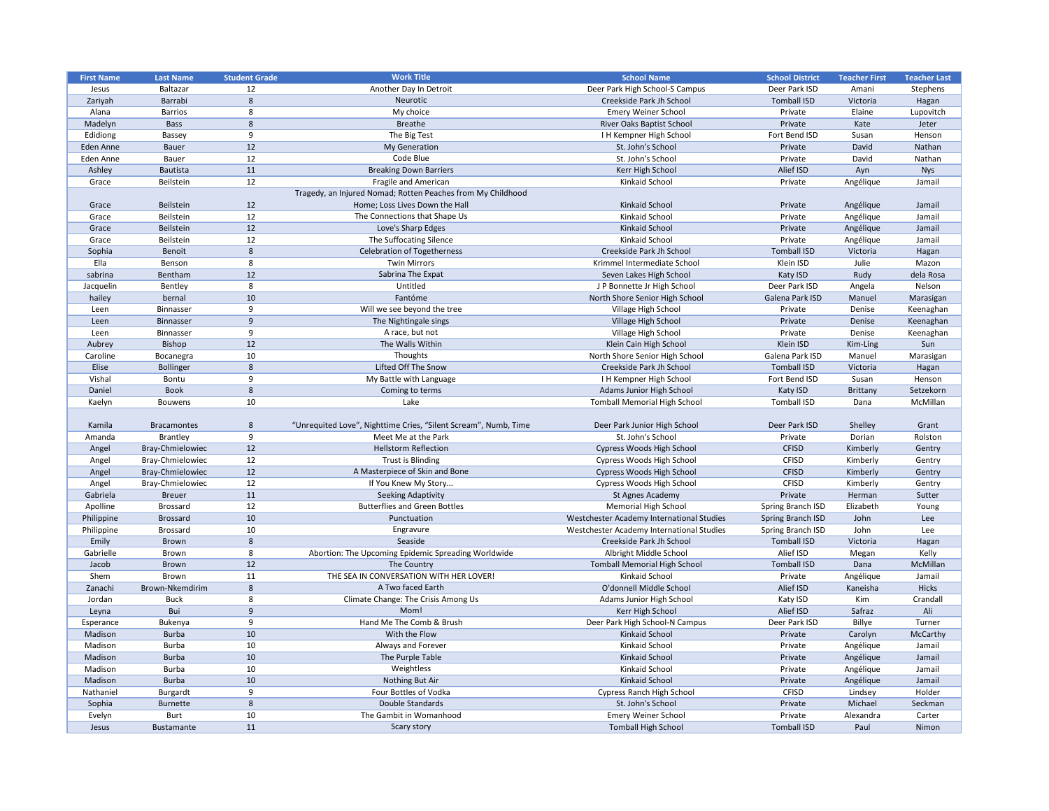| First Name | Last Name | Student Grade | Work Title | School Name | School District | Teacher First | Teacher Last |
|---|---|---|---|---|---|---|---|
| Jesus | Baltazar | 12 | Another Day In Detroit | Deer Park High School-S Campus | Deer Park ISD | Amani | Stephens |
| Zariyah | Barrabi | 8 | Neurotic | Creekside Park Jh School | Tomball ISD | Victoria | Hagan |
| Alana | Barrios | 8 | My choice | Emery Weiner School | Private | Elaine | Lupovitch |
| Madelyn | Bass | 8 | Breathe | River Oaks Baptist School | Private | Kate | Jeter |
| Edidiong | Bassey | 9 | The Big Test | I H Kempner High School | Fort Bend ISD | Susan | Henson |
| Eden Anne | Bauer | 12 | My Generation | St. John's School | Private | David | Nathan |
| Eden Anne | Bauer | 12 | Code Blue | St. John's School | Private | David | Nathan |
| Ashley | Bautista | 11 | Breaking Down Barriers | Kerr High School | Alief ISD | Ayn | Nys |
| Grace | Beilstein | 12 | Fragile and American | Kinkaid School | Private | Angélique | Jamail |
| Grace | Beilstein | 12 | Tragedy, an Injured Nomad; Rotten Peaches from My Childhood Home; Loss Lives Down the Hall | Kinkaid School | Private | Angélique | Jamail |
| Grace | Beilstein | 12 | The Connections that Shape Us | Kinkaid School | Private | Angélique | Jamail |
| Grace | Beilstein | 12 | Love's Sharp Edges | Kinkaid School | Private | Angélique | Jamail |
| Grace | Beilstein | 12 | The Suffocating Silence | Kinkaid School | Private | Angélique | Jamail |
| Sophia | Benoit | 8 | Celebration of Togetherness | Creekside Park Jh School | Tomball ISD | Victoria | Hagan |
| Ella | Benson | 8 | Twin Mirrors | Krimmel Intermediate School | Klein ISD | Julie | Mazon |
| sabrina | Bentham | 12 | Sabrina The Expat | Seven Lakes High School | Katy ISD | Rudy | dela Rosa |
| Jacquelin | Bentley | 8 | Untitled | J P Bonnette Jr High School | Deer Park ISD | Angela | Nelson |
| hailey | bernal | 10 | Fantóme | North Shore Senior High School | Galena Park ISD | Manuel | Marasigan |
| Leen | Binnasser | 9 | Will we see beyond the tree | Village High School | Private | Denise | Keenaghan |
| Leen | Binnasser | 9 | The Nightingale sings | Village High School | Private | Denise | Keenaghan |
| Leen | Binnasser | 9 | A race, but not | Village High School | Private | Denise | Keenaghan |
| Aubrey | Bishop | 12 | The Walls Within | Klein Cain High School | Klein ISD | Kim-Ling | Sun |
| Caroline | Bocanegra | 10 | Thoughts | North Shore Senior High School | Galena Park ISD | Manuel | Marasigan |
| Elise | Bollinger | 8 | Lifted Off The Snow | Creekside Park Jh School | Tomball ISD | Victoria | Hagan |
| Vishal | Bontu | 9 | My Battle with Language | I H Kempner High School | Fort Bend ISD | Susan | Henson |
| Daniel | Book | 8 | Coming to terms | Adams Junior High School | Katy ISD | Brittany | Setzekorn |
| Kaelyn | Bouwens | 10 | Lake | Tomball Memorial High School | Tomball ISD | Dana | McMillan |
| Kamila | Bracamontes | 8 | "Unrequited Love", Nighttime Cries, "Silent Scream", Numb, Time | Deer Park Junior High School | Deer Park ISD | Shelley | Grant |
| Amanda | Brantley | 9 | Meet Me at the Park | St. John's School | Private | Dorian | Rolston |
| Angel | Bray-Chmielowiec | 12 | Hellstorm Reflection | Cypress Woods High School | CFISD | Kimberly | Gentry |
| Angel | Bray-Chmielowiec | 12 | Trust is Blinding | Cypress Woods High School | CFISD | Kimberly | Gentry |
| Angel | Bray-Chmielowiec | 12 | A Masterpiece of Skin and Bone | Cypress Woods High School | CFISD | Kimberly | Gentry |
| Angel | Bray-Chmielowiec | 12 | If You Knew My Story... | Cypress Woods High School | CFISD | Kimberly | Gentry |
| Gabriela | Breuer | 11 | Seeking Adaptivity | St Agnes Academy | Private | Herman | Sutter |
| Apolline | Brossard | 12 | Butterflies and Green Bottles | Memorial High School | Spring Branch ISD | Elizabeth | Young |
| Philippine | Brossard | 10 | Punctuation | Westchester Academy International Studies | Spring Branch ISD | John | Lee |
| Philippine | Brossard | 10 | Engravure | Westchester Academy International Studies | Spring Branch ISD | John | Lee |
| Emily | Brown | 8 | Seaside | Creekside Park Jh School | Tomball ISD | Victoria | Hagan |
| Gabrielle | Brown | 8 | Abortion: The Upcoming Epidemic Spreading Worldwide | Albright Middle School | Alief ISD | Megan | Kelly |
| Jacob | Brown | 12 | The Country | Tomball Memorial High School | Tomball ISD | Dana | McMillan |
| Shem | Brown | 11 | THE SEA IN CONVERSATION WITH HER LOVER! | Kinkaid School | Private | Angélique | Jamail |
| Zanachi | Brown-Nkemdirim | 8 | A Two faced Earth | O'donnell Middle School | Alief ISD | Kaneisha | Hicks |
| Jordan | Buck | 8 | Climate Change: The Crisis Among Us | Adams Junior High School | Katy ISD | Kim | Crandall |
| Leyna | Bui | 9 | Mom! | Kerr High School | Alief ISD | Safraz | Ali |
| Esperance | Bukenya | 9 | Hand Me The Comb & Brush | Deer Park High School-N Campus | Deer Park ISD | Billye | Turner |
| Madison | Burba | 10 | With the Flow | Kinkaid School | Private | Carolyn | McCarthy |
| Madison | Burba | 10 | Always and Forever | Kinkaid School | Private | Angélique | Jamail |
| Madison | Burba | 10 | The Purple Table | Kinkaid School | Private | Angélique | Jamail |
| Madison | Burba | 10 | Weightless | Kinkaid School | Private | Angélique | Jamail |
| Madison | Burba | 10 | Nothing But Air | Kinkaid School | Private | Angélique | Jamail |
| Nathaniel | Burgardt | 9 | Four Bottles of Vodka | Cypress Ranch High School | CFISD | Lindsey | Holder |
| Sophia | Burnette | 8 | Double Standards | St. John's School | Private | Michael | Seckman |
| Evelyn | Burt | 10 | The Gambit in Womanhood | Emery Weiner School | Private | Alexandra | Carter |
| Jesus | Bustamante | 11 | Scary story | Tomball High School | Tomball ISD | Paul | Nimon |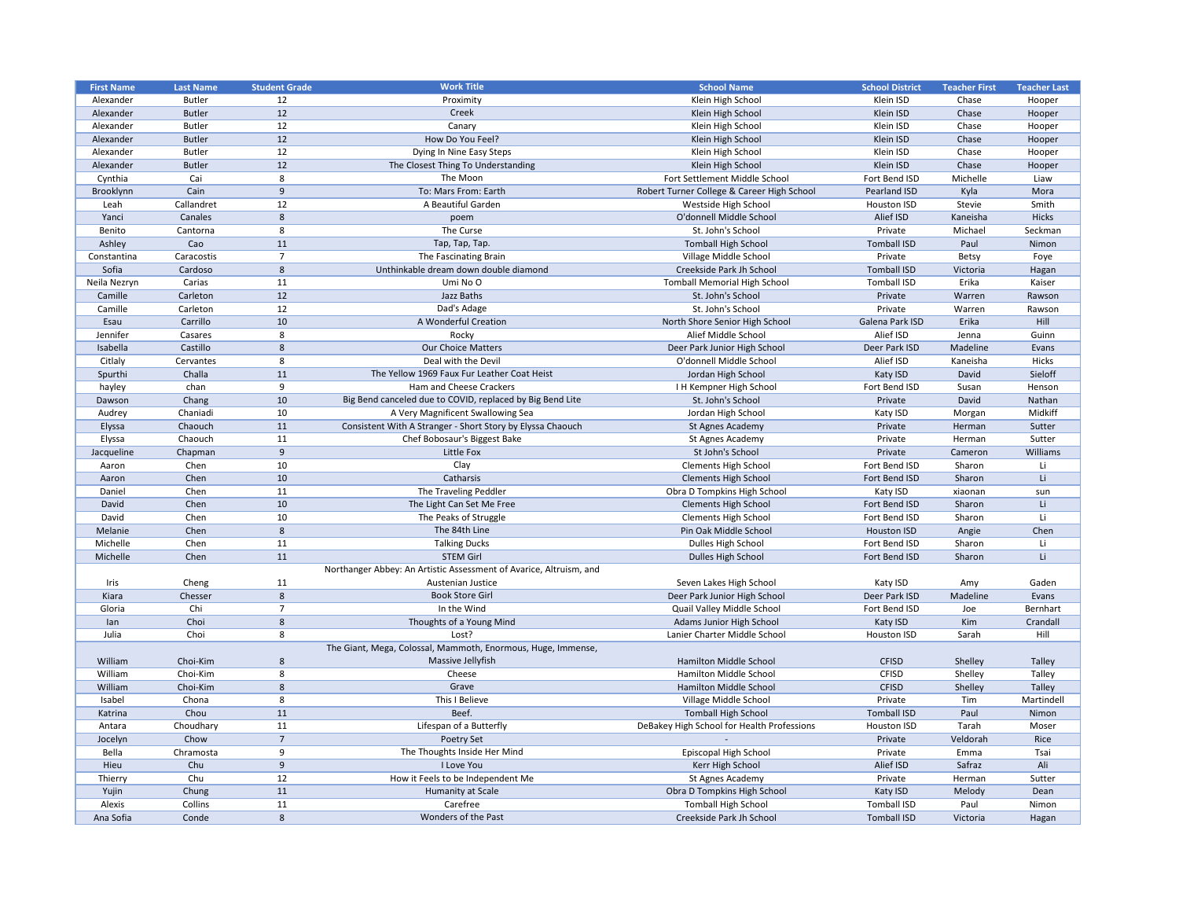| First Name | Last Name | Student Grade | Work Title | School Name | School District | Teacher First | Teacher Last |
|---|---|---|---|---|---|---|---|
| Alexander | Butler | 12 | Proximity | Klein High School | Klein ISD | Chase | Hooper |
| Alexander | Butler | 12 | Creek | Klein High School | Klein ISD | Chase | Hooper |
| Alexander | Butler | 12 | Canary | Klein High School | Klein ISD | Chase | Hooper |
| Alexander | Butler | 12 | How Do You Feel? | Klein High School | Klein ISD | Chase | Hooper |
| Alexander | Butler | 12 | Dying In Nine Easy Steps | Klein High School | Klein ISD | Chase | Hooper |
| Alexander | Butler | 12 | The Closest Thing To Understanding | Klein High School | Klein ISD | Chase | Hooper |
| Cynthia | Cai | 8 | The Moon | Fort Settlement Middle School | Fort Bend ISD | Michelle | Liaw |
| Brooklynn | Cain | 9 | To: Mars From: Earth | Robert Turner College & Career High School | Pearland ISD | Kyla | Mora |
| Leah | Callandret | 12 | A Beautiful Garden | Westside High School | Houston ISD | Stevie | Smith |
| Yanci | Canales | 8 | poem | O'donnell Middle School | Alief ISD | Kaneisha | Hicks |
| Benito | Cantorna | 8 | The Curse | St. John's School | Private | Michael | Seckman |
| Ashley | Cao | 11 | Tap, Tap, Tap. | Tomball High School | Tomball ISD | Paul | Nimon |
| Constantina | Caracostis | 7 | The Fascinating Brain | Village Middle School | Private | Betsy | Foye |
| Sofia | Cardoso | 8 | Unthinkable dream down double diamond | Creekside Park Jh School | Tomball ISD | Victoria | Hagan |
| Neila Nezryn | Carias | 11 | Umi No O | Tomball Memorial High School | Tomball ISD | Erika | Kaiser |
| Camille | Carleton | 12 | Jazz Baths | St. John's School | Private | Warren | Rawson |
| Camille | Carleton | 12 | Dad's Adage | St. John's School | Private | Warren | Rawson |
| Esau | Carrillo | 10 | A Wonderful Creation | North Shore Senior High School | Galena Park ISD | Erika | Hill |
| Jennifer | Casares | 8 | Rocky | Alief Middle School | Alief ISD | Jenna | Guinn |
| Isabella | Castillo | 8 | Our Choice Matters | Deer Park Junior High School | Deer Park ISD | Madeline | Evans |
| Citlaly | Cervantes | 8 | Deal with the Devil | O'donnell Middle School | Alief ISD | Kaneisha | Hicks |
| Spurthi | Challa | 11 | The Yellow 1969 Faux Fur Leather Coat Heist | Jordan High School | Katy ISD | David | Sieloff |
| hayley | chan | 9 | Ham and Cheese Crackers | I H Kempner High School | Fort Bend ISD | Susan | Henson |
| Dawson | Chang | 10 | Big Bend canceled due to COVID, replaced by Big Bend Lite | St. John's School | Private | David | Nathan |
| Audrey | Chaniadi | 10 | A Very Magnificent Swallowing Sea | Jordan High School | Katy ISD | Morgan | Midkiff |
| Elyssa | Chaouch | 11 | Consistent With A Stranger - Short Story by Elyssa Chaouch | St Agnes Academy | Private | Herman | Sutter |
| Elyssa | Chaouch | 11 | Chef Bobosaur's Biggest Bake | St Agnes Academy | Private | Herman | Sutter |
| Jacqueline | Chapman | 9 | Little Fox | St John's School | Private | Cameron | Williams |
| Aaron | Chen | 10 | Clay | Clements High School | Fort Bend ISD | Sharon | Li |
| Aaron | Chen | 10 | Catharsis | Clements High School | Fort Bend ISD | Sharon | Li |
| Daniel | Chen | 11 | The Traveling Peddler | Obra D Tompkins High School | Katy ISD | xiaonan | sun |
| David | Chen | 10 | The Light Can Set Me Free | Clements High School | Fort Bend ISD | Sharon | Li |
| David | Chen | 10 | The Peaks of Struggle | Clements High School | Fort Bend ISD | Sharon | Li |
| Melanie | Chen | 8 | The 84th Line | Pin Oak Middle School | Houston ISD | Angie | Chen |
| Michelle | Chen | 11 | Talking Ducks | Dulles High School | Fort Bend ISD | Sharon | Li |
| Michelle | Chen | 11 | STEM Girl | Dulles High School | Fort Bend ISD | Sharon | Li |
| Iris | Cheng | 11 | Northanger Abbey: An Artistic Assessment of Avarice, Altruism, and Austenian Justice | Seven Lakes High School | Katy ISD | Amy | Gaden |
| Kiara | Chesser | 8 | Book Store Girl | Deer Park Junior High School | Deer Park ISD | Madeline | Evans |
| Gloria | Chi | 7 | In the Wind | Quail Valley Middle School | Fort Bend ISD | Joe | Bernhart |
| Ian | Choi | 8 | Thoughts of a Young Mind | Adams Junior High School | Katy ISD | Kim | Crandall |
| Julia | Choi | 8 | Lost? | Lanier Charter Middle School | Houston ISD | Sarah | Hill |
| William | Choi-Kim | 8 | The Giant, Mega, Colossal, Mammoth, Enormous, Huge, Immense, Massive Jellyfish | Hamilton Middle School | CFISD | Shelley | Talley |
| William | Choi-Kim | 8 | Cheese | Hamilton Middle School | CFISD | Shelley | Talley |
| William | Choi-Kim | 8 | Grave | Hamilton Middle School | CFISD | Shelley | Talley |
| Isabel | Chona | 8 | This I Believe | Village Middle School | Private | Tim | Martindell |
| Katrina | Chou | 11 | Beef. | Tomball High School | Tomball ISD | Paul | Nimon |
| Antara | Choudhary | 11 | Lifespan of a Butterfly | DeBakey High School for Health Professions | Houston ISD | Tarah | Moser |
| Jocelyn | Chow | 7 | Poetry Set | - | Private | Veldorah | Rice |
| Bella | Chramosta | 9 | The Thoughts Inside Her Mind | Episcopal High School | Private | Emma | Tsai |
| Hieu | Chu | 9 | I Love You | Kerr High School | Alief ISD | Safraz | Ali |
| Thierry | Chu | 12 | How it Feels to be Independent Me | St Agnes Academy | Private | Herman | Sutter |
| Yujin | Chung | 11 | Humanity at Scale | Obra D Tompkins High School | Katy ISD | Melody | Dean |
| Alexis | Collins | 11 | Carefree | Tomball High School | Tomball ISD | Paul | Nimon |
| Ana Sofia | Conde | 8 | Wonders of the Past | Creekside Park Jh School | Tomball ISD | Victoria | Hagan |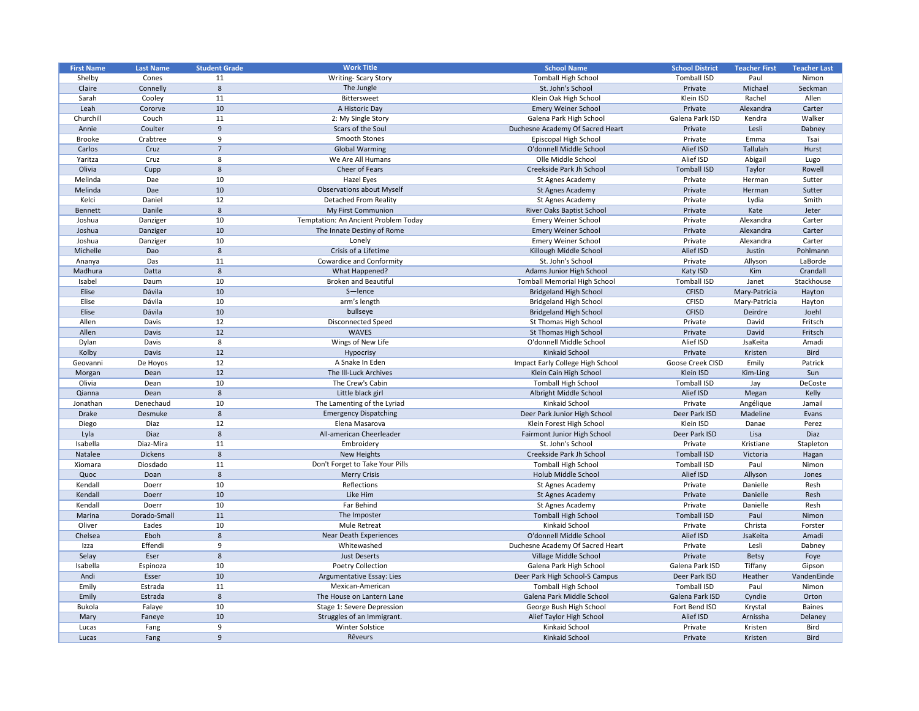| First Name | Last Name | Student Grade | Work Title | School Name | School District | Teacher First | Teacher Last |
|---|---|---|---|---|---|---|---|
| Shelby | Cones | 11 | Writing- Scary Story | Tomball High School | Tomball ISD | Paul | Nimon |
| Claire | Connelly | 8 | The Jungle | St. John's School | Private | Michael | Seckman |
| Sarah | Cooley | 11 | Bittersweet | Klein Oak High School | Klein ISD | Rachel | Allen |
| Leah | Cororve | 10 | A Historic Day | Emery Weiner School | Private | Alexandra | Carter |
| Churchill | Couch | 11 | 2: My Single Story | Galena Park High School | Galena Park ISD | Kendra | Walker |
| Annie | Coulter | 9 | Scars of the Soul | Duchesne Academy Of Sacred Heart | Private | Lesli | Dabney |
| Brooke | Crabtree | 9 | Smooth Stones | Episcopal High School | Private | Emma | Tsai |
| Carlos | Cruz | 7 | Global Warming | O'donnell Middle School | Alief ISD | Tallulah | Hurst |
| Yaritza | Cruz | 8 | We Are All Humans | Olle Middle School | Alief ISD | Abigail | Lugo |
| Olivia | Cupp | 8 | Cheer of Fears | Creekside Park Jh School | Tomball ISD | Taylor | Rowell |
| Melinda | Dae | 10 | Hazel Eyes | St Agnes Academy | Private | Herman | Sutter |
| Melinda | Dae | 10 | Observations about Myself | St Agnes Academy | Private | Herman | Sutter |
| Kelci | Daniel | 12 | Detached From Reality | St Agnes Academy | Private | Lydia | Smith |
| Bennett | Danile | 8 | My First Communion | River Oaks Baptist School | Private | Kate | Jeter |
| Joshua | Danziger | 10 | Temptation: An Ancient Problem Today | Emery Weiner School | Private | Alexandra | Carter |
| Joshua | Danziger | 10 | The Innate Destiny of Rome | Emery Weiner School | Private | Alexandra | Carter |
| Joshua | Danziger | 10 | Lonely | Emery Weiner School | Private | Alexandra | Carter |
| Michelle | Dao | 8 | Crisis of a Lifetime | Killough Middle School | Alief ISD | Justin | Pohlmann |
| Ananya | Das | 11 | Cowardice and Conformity | St. John's School | Private | Allyson | LaBorde |
| Madhura | Datta | 8 | What Happened? | Adams Junior High School | Katy ISD | Kim | Crandall |
| Isabel | Daum | 10 | Broken and Beautiful | Tomball Memorial High School | Tomball ISD | Janet | Stackhouse |
| Elise | Dávila | 10 | S—lence | Bridgeland High School | CFISD | Mary-Patricia | Hayton |
| Elise | Dávila | 10 | arm's length | Bridgeland High School | CFISD | Mary-Patricia | Hayton |
| Elise | Dávila | 10 | bullseye | Bridgeland High School | CFISD | Deirdre | Joehl |
| Allen | Davis | 12 | Disconnected Speed | St Thomas High School | Private | David | Fritsch |
| Allen | Davis | 12 | WAVES | St Thomas High School | Private | David | Fritsch |
| Dylan | Davis | 8 | Wings of New Life | O'donnell Middle School | Alief ISD | JsaKeita | Amadi |
| Kolby | Davis | 12 | Hypocrisy | Kinkaid School | Private | Kristen | Bird |
| Geovanni | De Hoyos | 12 | A Snake In Eden | Impact Early College High School | Goose Creek CISD | Emily | Patrick |
| Morgan | Dean | 12 | The Ill-Luck Archives | Klein Cain High School | Klein ISD | Kim-Ling | Sun |
| Olivia | Dean | 10 | The Crew's Cabin | Tomball High School | Tomball ISD | Jay | DeCoste |
| Qianna | Dean | 8 | Little black girl | Albright Middle School | Alief ISD | Megan | Kelly |
| Jonathan | Denechaud | 10 | The Lamenting of the Lyriad | Kinkaid School | Private | Angélique | Jamail |
| Drake | Desmuke | 8 | Emergency Dispatching | Deer Park Junior High School | Deer Park ISD | Madeline | Evans |
| Diego | Diaz | 12 | Elena Masarova | Klein Forest High School | Klein ISD | Danae | Perez |
| Lyla | Diaz | 8 | All-american Cheerleader | Fairmont Junior High School | Deer Park ISD | Lisa | Diaz |
| Isabella | Diaz-Mira | 11 | Embroidery | St. John's School | Private | Kristiane | Stapleton |
| Natalee | Dickens | 8 | New Heights | Creekside Park Jh School | Tomball ISD | Victoria | Hagan |
| Xiomara | Diosdado | 11 | Don't Forget to Take Your Pills | Tomball High School | Tomball ISD | Paul | Nimon |
| Quoc | Doan | 8 | Merry Crisis | Holub Middle School | Alief ISD | Allyson | Jones |
| Kendall | Doerr | 10 | Reflections | St Agnes Academy | Private | Danielle | Resh |
| Kendall | Doerr | 10 | Like Him | St Agnes Academy | Private | Danielle | Resh |
| Kendall | Doerr | 10 | Far Behind | St Agnes Academy | Private | Danielle | Resh |
| Marina | Dorado-Small | 11 | The Imposter | Tomball High School | Tomball ISD | Paul | Nimon |
| Oliver | Eades | 10 | Mule Retreat | Kinkaid School | Private | Christa | Forster |
| Chelsea | Eboh | 8 | Near Death Experiences | O'donnell Middle School | Alief ISD | JsaKeita | Amadi |
| Izza | Effendi | 9 | Whitewashed | Duchesne Academy Of Sacred Heart | Private | Lesli | Dabney |
| Selay | Eser | 8 | Just Deserts | Village Middle School | Private | Betsy | Foye |
| Isabella | Espinoza | 10 | Poetry Collection | Galena Park High School | Galena Park ISD | Tiffany | Gipson |
| Andi | Esser | 10 | Argumentative Essay: Lies | Deer Park High School-S Campus | Deer Park ISD | Heather | VandenEinde |
| Emily | Estrada | 11 | Mexican-American | Tomball High School | Tomball ISD | Paul | Nimon |
| Emily | Estrada | 8 | The House on Lantern Lane | Galena Park Middle School | Galena Park ISD | Cyndie | Orton |
| Bukola | Falaye | 10 | Stage 1: Severe Depression | George Bush High School | Fort Bend ISD | Krystal | Baines |
| Mary | Faneye | 10 | Struggles of an Immigrant. | Alief Taylor High School | Alief ISD | Arnissha | Delaney |
| Lucas | Fang | 9 | Winter Solstice | Kinkaid School | Private | Kristen | Bird |
| Lucas | Fang | 9 | Rêveurs | Kinkaid School | Private | Kristen | Bird |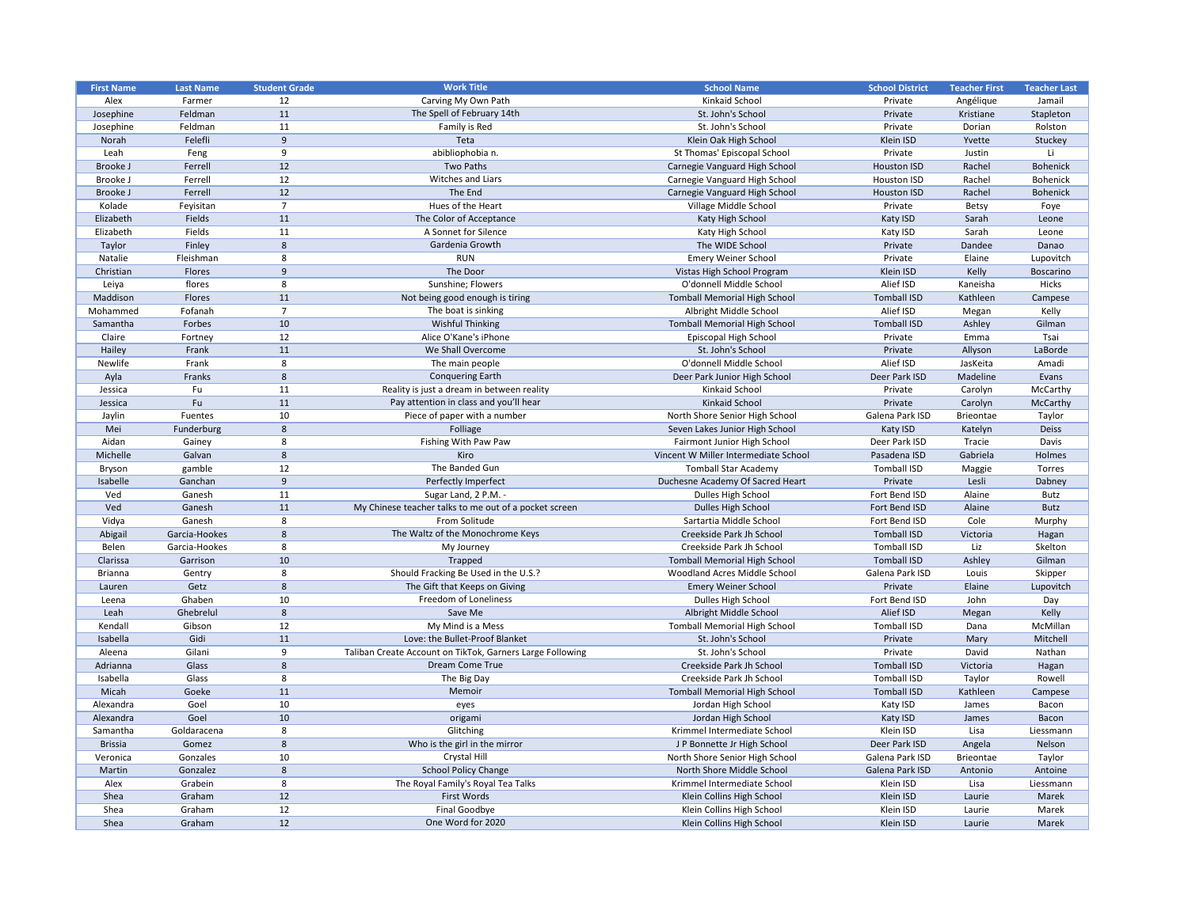| First Name | Last Name | Student Grade | Work Title | School Name | School District | Teacher First | Teacher Last |
|---|---|---|---|---|---|---|---|
| Alex | Farmer | 12 | Carving My Own Path | Kinkaid School | Private | Angélique | Jamail |
| Josephine | Feldman | 11 | The Spell of February 14th | St. John's School | Private | Kristiane | Stapleton |
| Josephine | Feldman | 11 | Family is Red | St. John's School | Private | Dorian | Rolston |
| Norah | Felefli | 9 | Teta | Klein Oak High School | Klein ISD | Yvette | Stuckey |
| Leah | Feng | 9 | abibliophobia n. | St Thomas' Episcopal School | Private | Justin | Li |
| Brooke J | Ferrell | 12 | Two Paths | Carnegie Vanguard High School | Houston ISD | Rachel | Bohenick |
| Brooke J | Ferrell | 12 | Witches and Liars | Carnegie Vanguard High School | Houston ISD | Rachel | Bohenick |
| Brooke J | Ferrell | 12 | The End | Carnegie Vanguard High School | Houston ISD | Rachel | Bohenick |
| Kolade | Feyisitan | 7 | Hues of the Heart | Village Middle School | Private | Betsy | Foye |
| Elizabeth | Fields | 11 | The Color of Acceptance | Katy High School | Katy ISD | Sarah | Leone |
| Elizabeth | Fields | 11 | A Sonnet for Silence | Katy High School | Katy ISD | Sarah | Leone |
| Taylor | Finley | 8 | Gardenia Growth | The WIDE School | Private | Dandee | Danao |
| Natalie | Fleishman | 8 | RUN | Emery Weiner School | Private | Elaine | Lupovitch |
| Christian | Flores | 9 | The Door | Vistas High School Program | Klein ISD | Kelly | Boscarino |
| Leiya | flores | 8 | Sunshine; Flowers | O'donnell Middle School | Alief ISD | Kaneisha | Hicks |
| Maddison | Flores | 11 | Not being good enough is tiring | Tomball Memorial High School | Tomball ISD | Kathleen | Campese |
| Mohammed | Fofanah | 7 | The boat is sinking | Albright Middle School | Alief ISD | Megan | Kelly |
| Samantha | Forbes | 10 | Wishful Thinking | Tomball Memorial High School | Tomball ISD | Ashley | Gilman |
| Claire | Fortney | 12 | Alice O'Kane's iPhone | Episcopal High School | Private | Emma | Tsai |
| Hailey | Frank | 11 | We Shall Overcome | St. John's School | Private | Allyson | LaBorde |
| Newlife | Frank | 8 | The main people | O'donnell Middle School | Alief ISD | JasKeita | Amadi |
| Ayla | Franks | 8 | Conquering Earth | Deer Park Junior High School | Deer Park ISD | Madeline | Evans |
| Jessica | Fu | 11 | Reality is just a dream in between reality | Kinkaid School | Private | Carolyn | McCarthy |
| Jessica | Fu | 11 | Pay attention in class and you'll hear | Kinkaid School | Private | Carolyn | McCarthy |
| Jaylin | Fuentes | 10 | Piece of paper with a number | North Shore Senior High School | Galena Park ISD | Brieontae | Taylor |
| Mei | Funderburg | 8 | Folliage | Seven Lakes Junior High School | Katy ISD | Katelyn | Deiss |
| Aidan | Gainey | 8 | Fishing With Paw Paw | Fairmont Junior High School | Deer Park ISD | Tracie | Davis |
| Michelle | Galvan | 8 | Kiro | Vincent W Miller Intermediate School | Pasadena ISD | Gabriela | Holmes |
| Bryson | gamble | 12 | The Banded Gun | Tomball Star Academy | Tomball ISD | Maggie | Torres |
| Isabelle | Ganchan | 9 | Perfectly Imperfect | Duchesne Academy Of Sacred Heart | Private | Lesli | Dabney |
| Ved | Ganesh | 11 | Sugar Land, 2 P.M. - | Dulles High School | Fort Bend ISD | Alaine | Butz |
| Ved | Ganesh | 11 | My Chinese teacher talks to me out of a pocket screen | Dulles High School | Fort Bend ISD | Alaine | Butz |
| Vidya | Ganesh | 8 | From Solitude | Sartartia Middle School | Fort Bend ISD | Cole | Murphy |
| Abigail | Garcia-Hookes | 8 | The Waltz of the Monochrome Keys | Creekside Park Jh School | Tomball ISD | Victoria | Hagan |
| Belen | Garcia-Hookes | 8 | My Journey | Creekside Park Jh School | Tomball ISD | Liz | Skelton |
| Clarissa | Garrison | 10 | Trapped | Tomball Memorial High School | Tomball ISD | Ashley | Gilman |
| Brianna | Gentry | 8 | Should Fracking Be Used in the U.S.? | Woodland Acres Middle School | Galena Park ISD | Louis | Skipper |
| Lauren | Getz | 8 | The Gift that Keeps on Giving | Emery Weiner School | Private | Elaine | Lupovitch |
| Leena | Ghaben | 10 | Freedom of Loneliness | Dulles High School | Fort Bend ISD | John | Day |
| Leah | Ghebrelul | 8 | Save Me | Albright Middle School | Alief ISD | Megan | Kelly |
| Kendall | Gibson | 12 | My Mind is a Mess | Tomball Memorial High School | Tomball ISD | Dana | McMillan |
| Isabella | Gidi | 11 | Love: the Bullet-Proof Blanket | St. John's School | Private | Mary | Mitchell |
| Aleena | Gilani | 9 | Taliban Create Account on TikTok, Garners Large Following | St. John's School | Private | David | Nathan |
| Adrianna | Glass | 8 | Dream Come True | Creekside Park Jh School | Tomball ISD | Victoria | Hagan |
| Isabella | Glass | 8 | The Big Day | Creekside Park Jh School | Tomball ISD | Taylor | Rowell |
| Micah | Goeke | 11 | Memoir | Tomball Memorial High School | Tomball ISD | Kathleen | Campese |
| Alexandra | Goel | 10 | eyes | Jordan High School | Katy ISD | James | Bacon |
| Alexandra | Goel | 10 | origami | Jordan High School | Katy ISD | James | Bacon |
| Samantha | Goldaracena | 8 | Glitching | Krimmel Intermediate School | Klein ISD | Lisa | Liessmann |
| Brissia | Gomez | 8 | Who is the girl in the mirror | J P Bonnette Jr High School | Deer Park ISD | Angela | Nelson |
| Veronica | Gonzales | 10 | Crystal Hill | North Shore Senior High School | Galena Park ISD | Brieontae | Taylor |
| Martin | Gonzalez | 8 | School Policy Change | North Shore Middle School | Galena Park ISD | Antonio | Antoine |
| Alex | Grabein | 8 | The Royal Family's Royal Tea Talks | Krimmel Intermediate School | Klein ISD | Lisa | Liessmann |
| Shea | Graham | 12 | First Words | Klein Collins High School | Klein ISD | Laurie | Marek |
| Shea | Graham | 12 | Final Goodbye | Klein Collins High School | Klein ISD | Laurie | Marek |
| Shea | Graham | 12 | One Word for 2020 | Klein Collins High School | Klein ISD | Laurie | Marek |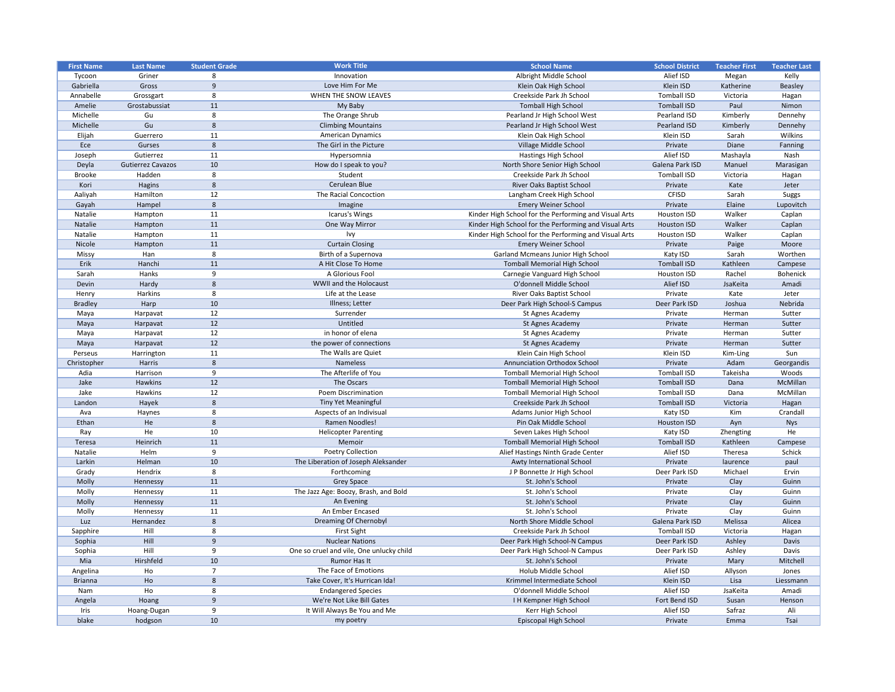| First Name | Last Name | Student Grade | Work Title | School Name | School District | Teacher First | Teacher Last |
|---|---|---|---|---|---|---|---|
| Tycoon | Griner | 8 | Innovation | Albright Middle School | Alief ISD | Megan | Kelly |
| Gabriella | Gross | 9 | Love Him For Me | Klein Oak High School | Klein ISD | Katherine | Beasley |
| Annabelle | Grossgart | 8 | WHEN THE SNOW LEAVES | Creekside Park Jh School | Tomball ISD | Victoria | Hagan |
| Amelie | Grostabussiat | 11 | My Baby | Tomball High School | Tomball ISD | Paul | Nimon |
| Michelle | Gu | 8 | The Orange Shrub | Pearland Jr High School West | Pearland ISD | Kimberly | Dennehy |
| Michelle | Gu | 8 | Climbing Mountains | Pearland Jr High School West | Pearland ISD | Kimberly | Dennehy |
| Elijah | Guerrero | 11 | American Dynamics | Klein Oak High School | Klein ISD | Sarah | Wilkins |
| Ece | Gurses | 8 | The Girl in the Picture | Village Middle School | Private | Diane | Fanning |
| Joseph | Gutierrez | 11 | Hypersomnia | Hastings High School | Alief ISD | Mashayla | Nash |
| Deyla | Gutierrez Cavazos | 10 | How do I speak to you? | North Shore Senior High School | Galena Park ISD | Manuel | Marasigan |
| Brooke | Hadden | 8 | Student | Creekside Park Jh School | Tomball ISD | Victoria | Hagan |
| Kori | Hagins | 8 | Cerulean Blue | River Oaks Baptist School | Private | Kate | Jeter |
| Aaliyah | Hamilton | 12 | The Racial Concoction | Langham Creek High School | CFISD | Sarah | Suggs |
| Gayah | Hampel | 8 | Imagine | Emery Weiner School | Private | Elaine | Lupovitch |
| Natalie | Hampton | 11 | Icarus's Wings | Kinder High School for the Performing and Visual Arts | Houston ISD | Walker | Caplan |
| Natalie | Hampton | 11 | One Way Mirror | Kinder High School for the Performing and Visual Arts | Houston ISD | Walker | Caplan |
| Natalie | Hampton | 11 | Ivy | Kinder High School for the Performing and Visual Arts | Houston ISD | Walker | Caplan |
| Nicole | Hampton | 11 | Curtain Closing | Emery Weiner School | Private | Paige | Moore |
| Missy | Han | 8 | Birth of a Supernova | Garland Mcmeans Junior High School | Katy ISD | Sarah | Worthen |
| Erik | Hanchi | 11 | A Hit Close To Home | Tomball Memorial High School | Tomball ISD | Kathleen | Campese |
| Sarah | Hanks | 9 | A Glorious Fool | Carnegie Vanguard High School | Houston ISD | Rachel | Bohenick |
| Devin | Hardy | 8 | WWII and the Holocaust | O'donnell Middle School | Alief ISD | JsaKeita | Amadi |
| Henry | Harkins | 8 | Life at the Lease | River Oaks Baptist School | Private | Kate | Jeter |
| Bradley | Harp | 10 | Illness; Letter | Deer Park High School-S Campus | Deer Park ISD | Joshua | Nebrida |
| Maya | Harpavat | 12 | Surrender | St Agnes Academy | Private | Herman | Sutter |
| Maya | Harpavat | 12 | Untitled | St Agnes Academy | Private | Herman | Sutter |
| Maya | Harpavat | 12 | in honor of elena | St Agnes Academy | Private | Herman | Sutter |
| Maya | Harpavat | 12 | the power of connections | St Agnes Academy | Private | Herman | Sutter |
| Perseus | Harrington | 11 | The Walls are Quiet | Klein Cain High School | Klein ISD | Kim-Ling | Sun |
| Christopher | Harris | 8 | Nameless | Annunciation Orthodox School | Private | Adam | Georgandis |
| Adia | Harrison | 9 | The Afterlife of You | Tomball Memorial High School | Tomball ISD | Takeisha | Woods |
| Jake | Hawkins | 12 | The Oscars | Tomball Memorial High School | Tomball ISD | Dana | McMillan |
| Jake | Hawkins | 12 | Poem Discrimination | Tomball Memorial High School | Tomball ISD | Dana | McMillan |
| Landon | Hayek | 8 | Tiny Yet Meaningful | Creekside Park Jh School | Tomball ISD | Victoria | Hagan |
| Ava | Haynes | 8 | Aspects of an Indivisual | Adams Junior High School | Katy ISD | Kim | Crandall |
| Ethan | He | 8 | Ramen Noodles! | Pin Oak Middle School | Houston ISD | Ayn | Nys |
| Ray | He | 10 | Helicopter Parenting | Seven Lakes High School | Katy ISD | Zhengting | He |
| Teresa | Heinrich | 11 | Memoir | Tomball Memorial High School | Tomball ISD | Kathleen | Campese |
| Natalie | Helm | 9 | Poetry Collection | Alief Hastings Ninth Grade Center | Alief ISD | Theresa | Schick |
| Larkin | Helman | 10 | The Liberation of Joseph Aleksander | Awty International School | Private | laurence | paul |
| Grady | Hendrix | 8 | Forthcoming | J P Bonnette Jr High School | Deer Park ISD | Michael | Ervin |
| Molly | Hennessy | 11 | Grey Space | St. John's School | Private | Clay | Guinn |
| Molly | Hennessy | 11 | The Jazz Age: Boozy, Brash, and Bold | St. John's School | Private | Clay | Guinn |
| Molly | Hennessy | 11 | An Evening | St. John's School | Private | Clay | Guinn |
| Molly | Hennessy | 11 | An Ember Encased | St. John's School | Private | Clay | Guinn |
| Luz | Hernandez | 8 | Dreaming Of Chernobyl | North Shore Middle School | Galena Park ISD | Melissa | Alicea |
| Sapphire | Hill | 8 | First Sight | Creekside Park Jh School | Tomball ISD | Victoria | Hagan |
| Sophia | Hill | 9 | Nuclear Nations | Deer Park High School-N Campus | Deer Park ISD | Ashley | Davis |
| Sophia | Hill | 9 | One so cruel and vile, One unlucky child | Deer Park High School-N Campus | Deer Park ISD | Ashley | Davis |
| Mia | Hirshfeld | 10 | Rumor Has It | St. John's School | Private | Mary | Mitchell |
| Angelina | Ho | 7 | The Face of Emotions | Holub Middle School | Alief ISD | Allyson | Jones |
| Brianna | Ho | 8 | Take Cover, It's Hurrican Ida! | Krimmel Intermediate School | Klein ISD | Lisa | Liessmann |
| Nam | Ho | 8 | Endangered Species | O'donnell Middle School | Alief ISD | JsaKeita | Amadi |
| Angela | Hoang | 9 | We're Not Like Bill Gates | I H Kempner High School | Fort Bend ISD | Susan | Henson |
| Iris | Hoang-Dugan | 9 | It Will Always Be You and Me | Kerr High School | Alief ISD | Safraz | Ali |
| blake | hodgson | 10 | my poetry | Episcopal High School | Private | Emma | Tsai |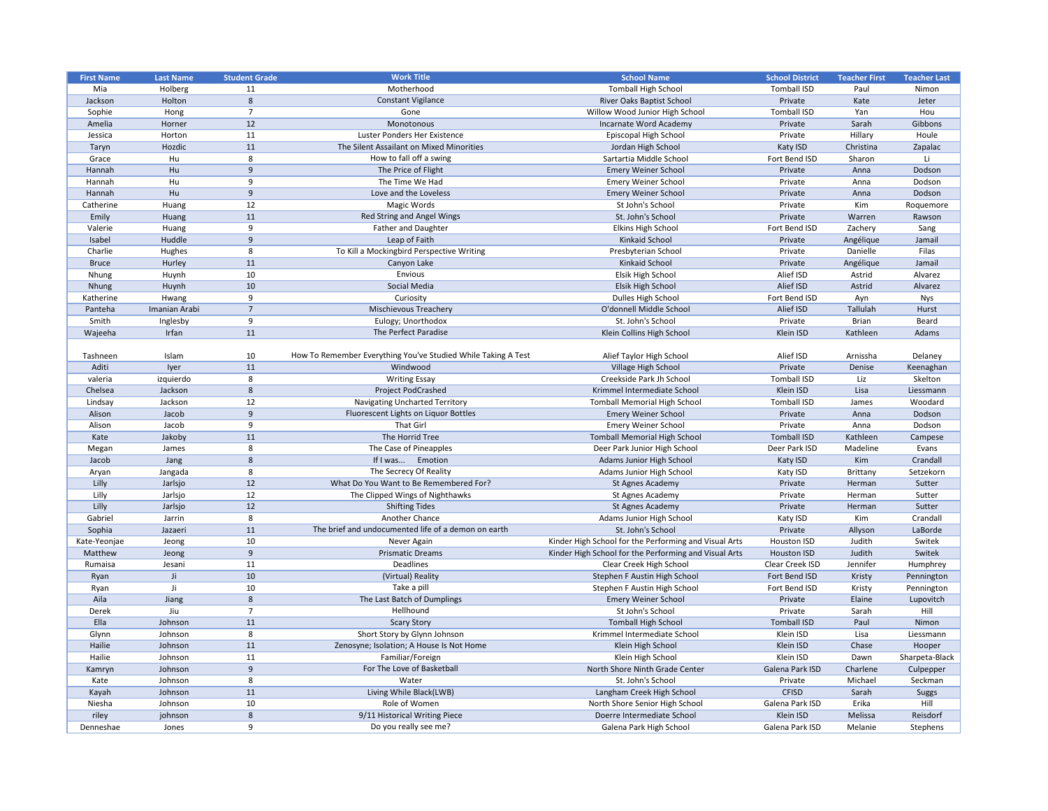| First Name | Last Name | Student Grade | Work Title | School Name | School District | Teacher First | Teacher Last |
|---|---|---|---|---|---|---|---|
| Mia | Holberg | 11 | Motherhood | Tomball High School | Tomball ISD | Paul | Nimon |
| Jackson | Holton | 8 | Constant Vigilance | River Oaks Baptist School | Private | Kate | Jeter |
| Sophie | Hong | 7 | Gone | Willow Wood Junior High School | Tomball ISD | Yan | Hou |
| Amelia | Horner | 12 | Monotonous | Incarnate Word Academy | Private | Sarah | Gibbons |
| Jessica | Horton | 11 | Luster Ponders Her Existence | Episcopal High School | Private | Hillary | Houle |
| Taryn | Hozdic | 11 | The Silent Assailant on Mixed Minorities | Jordan High School | Katy ISD | Christina | Zapalac |
| Grace | Hu | 8 | How to fall off a swing | Sartartia Middle School | Fort Bend ISD | Sharon | Li |
| Hannah | Hu | 9 | The Price of Flight | Emery Weiner School | Private | Anna | Dodson |
| Hannah | Hu | 9 | The Time We Had | Emery Weiner School | Private | Anna | Dodson |
| Hannah | Hu | 9 | Love and the Loveless | Emery Weiner School | Private | Anna | Dodson |
| Catherine | Huang | 12 | Magic Words | St John's School | Private | Kim | Roquemore |
| Emily | Huang | 11 | Red String and Angel Wings | St. John's School | Private | Warren | Rawson |
| Valerie | Huang | 9 | Father and Daughter | Elkins High School | Fort Bend ISD | Zachery | Sang |
| Isabel | Huddle | 9 | Leap of Faith | Kinkaid School | Private | Angélique | Jamail |
| Charlie | Hughes | 8 | To Kill a Mockingbird Perspective Writing | Presbyterian School | Private | Danielle | Filas |
| Bruce | Hurley | 11 | Canyon Lake | Kinkaid School | Private | Angélique | Jamail |
| Nhung | Huynh | 10 | Envious | Elsik High School | Alief ISD | Astrid | Alvarez |
| Nhung | Huynh | 10 | Social Media | Elsik High School | Alief ISD | Astrid | Alvarez |
| Katherine | Hwang | 9 | Curiosity | Dulles High School | Fort Bend ISD | Ayn | Nys |
| Panteha | Imanian Arabi | 7 | Mischievous Treachery | O'donnell Middle School | Alief ISD | Tallulah | Hurst |
| Smith | Inglesby | 9 | Eulogy; Unorthodox | St. John's School | Private | Brian | Beard |
| Wajeeha | Irfan | 11 | The Perfect Paradise | Klein Collins High School | Klein ISD | Kathleen | Adams |
| Tashneen | Islam | 10 | How To Remember Everything You've Studied While Taking A Test | Alief Taylor High School | Alief ISD | Arnissha | Delaney |
| Aditi | Iyer | 11 | Windwood | Village High School | Private | Denise | Keenaghan |
| valeria | izquierdo | 8 | Writing Essay | Creekside Park Jh School | Tomball ISD | Liz | Skelton |
| Chelsea | Jackson | 8 | Project PodCrashed | Krimmel Intermediate School | Klein ISD | Lisa | Liessmann |
| Lindsay | Jackson | 12 | Navigating Uncharted Territory | Tomball Memorial High School | Tomball ISD | James | Woodard |
| Alison | Jacob | 9 | Fluorescent Lights on Liquor Bottles | Emery Weiner School | Private | Anna | Dodson |
| Alison | Jacob | 9 | That Girl | Emery Weiner School | Private | Anna | Dodson |
| Kate | Jakoby | 11 | The Horrid Tree | Tomball Memorial High School | Tomball ISD | Kathleen | Campese |
| Megan | James | 8 | The Case of Pineapples | Deer Park Junior High School | Deer Park ISD | Madeline | Evans |
| Jacob | Jang | 8 | If I was... Emotion | Adams Junior High School | Katy ISD | Kim | Crandall |
| Aryan | Jangada | 8 | The Secrecy Of Reality | Adams Junior High School | Katy ISD | Brittany | Setzekorn |
| Lilly | Jarlsjo | 12 | What Do You Want to Be Remembered For? | St Agnes Academy | Private | Herman | Sutter |
| Lilly | Jarlsjo | 12 | The Clipped Wings of Nighthawks | St Agnes Academy | Private | Herman | Sutter |
| Lilly | Jarlsjo | 12 | Shifting Tides | St Agnes Academy | Private | Herman | Sutter |
| Gabriel | Jarrin | 8 | Another Chance | Adams Junior High School | Katy ISD | Kim | Crandall |
| Sophia | Jazaeri | 11 | The brief and undocumented life of a demon on earth | St. John's School | Private | Allyson | LaBorde |
| Kate-Yeonjae | Jeong | 10 | Never Again | Kinder High School for the Performing and Visual Arts | Houston ISD | Judith | Switek |
| Matthew | Jeong | 9 | Prismatic Dreams | Kinder High School for the Performing and Visual Arts | Houston ISD | Judith | Switek |
| Rumaisa | Jesani | 11 | Deadlines | Clear Creek High School | Clear Creek ISD | Jennifer | Humphrey |
| Ryan | Ji | 10 | (Virtual) Reality | Stephen F Austin High School | Fort Bend ISD | Kristy | Pennington |
| Ryan | Ji | 10 | Take a pill | Stephen F Austin High School | Fort Bend ISD | Kristy | Pennington |
| Aila | Jiang | 8 | The Last Batch of Dumplings | Emery Weiner School | Private | Elaine | Lupovitch |
| Derek | Jiu | 7 | Hellhound | St John's School | Private | Sarah | Hill |
| Ella | Johnson | 11 | Scary Story | Tomball High School | Tomball ISD | Paul | Nimon |
| Glynn | Johnson | 8 | Short Story by Glynn Johnson | Krimmel Intermediate School | Klein ISD | Lisa | Liessmann |
| Hailie | Johnson | 11 | Zenosyne; Isolation; A House Is Not Home | Klein High School | Klein ISD | Chase | Hooper |
| Hailie | Johnson | 11 | Familiar/Foreign | Klein High School | Klein ISD | Dawn | Sharpeta-Black |
| Kamryn | Johnson | 9 | For The Love of Basketball | North Shore Ninth Grade Center | Galena Park ISD | Charlene | Culpepper |
| Kate | Johnson | 8 | Water | St. John's School | Private | Michael | Seckman |
| Kayah | Johnson | 11 | Living While Black(LWB) | Langham Creek High School | CFISD | Sarah | Suggs |
| Niesha | Johnson | 10 | Role of Women | North Shore Senior High School | Galena Park ISD | Erika | Hill |
| riley | johnson | 8 | 9/11 Historical Writing Piece | Doerre Intermediate School | Klein ISD | Melissa | Reisdorf |
| Denneshae | Jones | 9 | Do you really see me? | Galena Park High School | Galena Park ISD | Melanie | Stephens |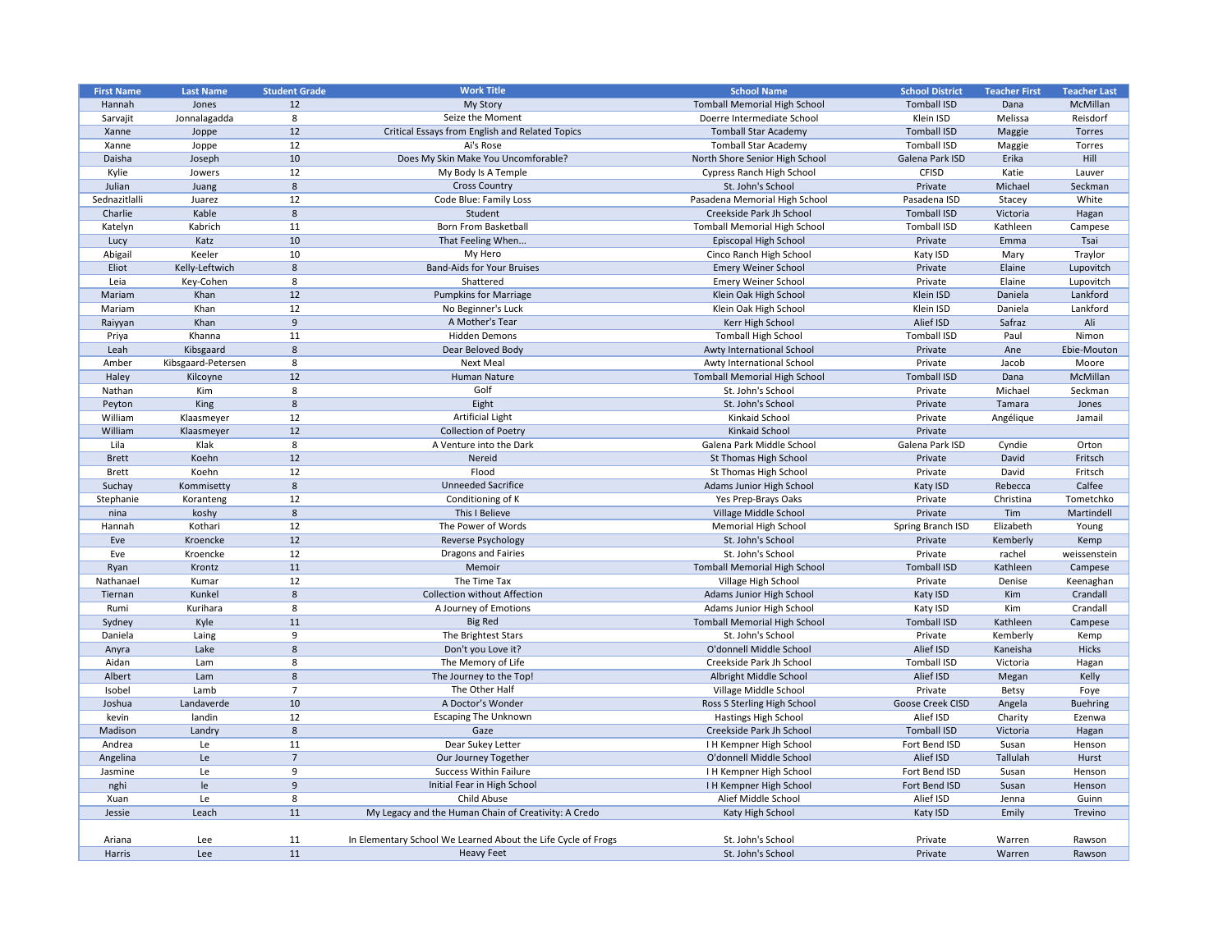| First Name | Last Name | Student Grade | Work Title | School Name | School District | Teacher First | Teacher Last |
|---|---|---|---|---|---|---|---|
| Hannah | Jones | 12 | My Story | Tomball Memorial High School | Tomball ISD | Dana | McMillan |
| Sarvajit | Jonnalagadda | 8 | Seize the Moment | Doerre Intermediate School | Klein ISD | Melissa | Reisdorf |
| Xanne | Joppe | 12 | Critical Essays from English and Related Topics | Tomball Star Academy | Tomball ISD | Maggie | Torres |
| Xanne | Joppe | 12 | Ai's Rose | Tomball Star Academy | Tomball ISD | Maggie | Torres |
| Daisha | Joseph | 10 | Does My Skin Make You Uncomforable? | North Shore Senior High School | Galena Park ISD | Erika | Hill |
| Kylie | Jowers | 12 | My Body Is A Temple | Cypress Ranch High School | CFISD | Katie | Lauver |
| Julian | Juang | 8 | Cross Country | St. John's School | Private | Michael | Seckman |
| Sednazitlalli | Juarez | 12 | Code Blue: Family Loss | Pasadena Memorial High School | Pasadena ISD | Stacey | White |
| Charlie | Kable | 8 | Student | Creekside Park Jh School | Tomball ISD | Victoria | Hagan |
| Katelyn | Kabrich | 11 | Born From Basketball | Tomball Memorial High School | Tomball ISD | Kathleen | Campese |
| Lucy | Katz | 10 | That Feeling When... | Episcopal High School | Private | Emma | Tsai |
| Abigail | Keeler | 10 | My Hero | Cinco Ranch High School | Katy ISD | Mary | Traylor |
| Eliot | Kelly-Leftwich | 8 | Band-Aids for Your Bruises | Emery Weiner School | Private | Elaine | Lupovitch |
| Leia | Key-Cohen | 8 | Shattered | Emery Weiner School | Private | Elaine | Lupovitch |
| Mariam | Khan | 12 | Pumpkins for Marriage | Klein Oak High School | Klein ISD | Daniela | Lankford |
| Mariam | Khan | 12 | No Beginner's Luck | Klein Oak High School | Klein ISD | Daniela | Lankford |
| Raiyyan | Khan | 9 | A Mother's Tear | Kerr High School | Alief ISD | Safraz | Ali |
| Priya | Khanna | 11 | Hidden Demons | Tomball High School | Tomball ISD | Paul | Nimon |
| Leah | Kibsgaard | 8 | Dear Beloved Body | Awty International School | Private | Ane | Ebie-Mouton |
| Amber | Kibsgaard-Petersen | 8 | Next Meal | Awty International School | Private | Jacob | Moore |
| Haley | Kilcoyne | 12 | Human Nature | Tomball Memorial High School | Tomball ISD | Dana | McMillan |
| Nathan | Kim | 8 | Golf | St. John's School | Private | Michael | Seckman |
| Peyton | King | 8 | Eight | St. John's School | Private | Tamara | Jones |
| William | Klaasmeyer | 12 | Artificial Light | Kinkaid School | Private | Angélique | Jamail |
| William | Klaasmeyer | 12 | Collection of Poetry | Kinkaid School | Private | | |
| Lila | Klak | 8 | A Venture into the Dark | Galena Park Middle School | Galena Park ISD | Cyndie | Orton |
| Brett | Koehn | 12 | Nereid | St Thomas High School | Private | David | Fritsch |
| Brett | Koehn | 12 | Flood | St Thomas High School | Private | David | Fritsch |
| Suchay | Kommisetty | 8 | Unneeded Sacrifice | Adams Junior High School | Katy ISD | Rebecca | Calfee |
| Stephanie | Koranteng | 12 | Conditioning of K | Yes Prep-Brays Oaks | Private | Christina | Tometchko |
| nina | koshy | 8 | This I Believe | Village Middle School | Private | Tim | Martindell |
| Hannah | Kothari | 12 | The Power of Words | Memorial High School | Spring Branch ISD | Elizabeth | Young |
| Eve | Kroencke | 12 | Reverse Psychology | St. John's School | Private | Kemberly | Kemp |
| Eve | Kroencke | 12 | Dragons and Fairies | St. John's School | Private | rachel | weissenstein |
| Ryan | Krontz | 11 | Memoir | Tomball Memorial High School | Tomball ISD | Kathleen | Campese |
| Nathanael | Kumar | 12 | The Time Tax | Village High School | Private | Denise | Keenaghan |
| Tiernan | Kunkel | 8 | Collection without Affection | Adams Junior High School | Katy ISD | Kim | Crandall |
| Rumi | Kurihara | 8 | A Journey of Emotions | Adams Junior High School | Katy ISD | Kim | Crandall |
| Sydney | Kyle | 11 | Big Red | Tomball Memorial High School | Tomball ISD | Kathleen | Campese |
| Daniela | Laing | 9 | The Brightest Stars | St. John's School | Private | Kemberly | Kemp |
| Anyra | Lake | 8 | Don't you Love it? | O'donnell Middle School | Alief ISD | Kaneisha | Hicks |
| Aidan | Lam | 8 | The Memory of Life | Creekside Park Jh School | Tomball ISD | Victoria | Hagan |
| Albert | Lam | 8 | The Journey to the Top! | Albright Middle School | Alief ISD | Megan | Kelly |
| Isobel | Lamb | 7 | The Other Half | Village Middle School | Private | Betsy | Foye |
| Joshua | Landaverde | 10 | A Doctor's Wonder | Ross S Sterling High School | Goose Creek CISD | Angela | Buehring |
| kevin | landin | 12 | Escaping The Unknown | Hastings High School | Alief ISD | Charity | Ezenwa |
| Madison | Landry | 8 | Gaze | Creekside Park Jh School | Tomball ISD | Victoria | Hagan |
| Andrea | Le | 11 | Dear Sukey Letter | I H Kempner High School | Fort Bend ISD | Susan | Henson |
| Angelina | Le | 7 | Our Journey Together | O'donnell Middle School | Alief ISD | Tallulah | Hurst |
| Jasmine | Le | 9 | Success Within Failure | I H Kempner High School | Fort Bend ISD | Susan | Henson |
| nghi | le | 9 | Initial Fear in High School | I H Kempner High School | Fort Bend ISD | Susan | Henson |
| Xuan | Le | 8 | Child Abuse | Alief Middle School | Alief ISD | Jenna | Guinn |
| Jessie | Leach | 11 | My Legacy and the Human Chain of Creativity: A Credo | Katy High School | Katy ISD | Emily | Trevino |
| Ariana | Lee | 11 | In Elementary School We Learned About the Life Cycle of Frogs | St. John's School | Private | Warren | Rawson |
| Harris | Lee | 11 | Heavy Feet | St. John's School | Private | Warren | Rawson |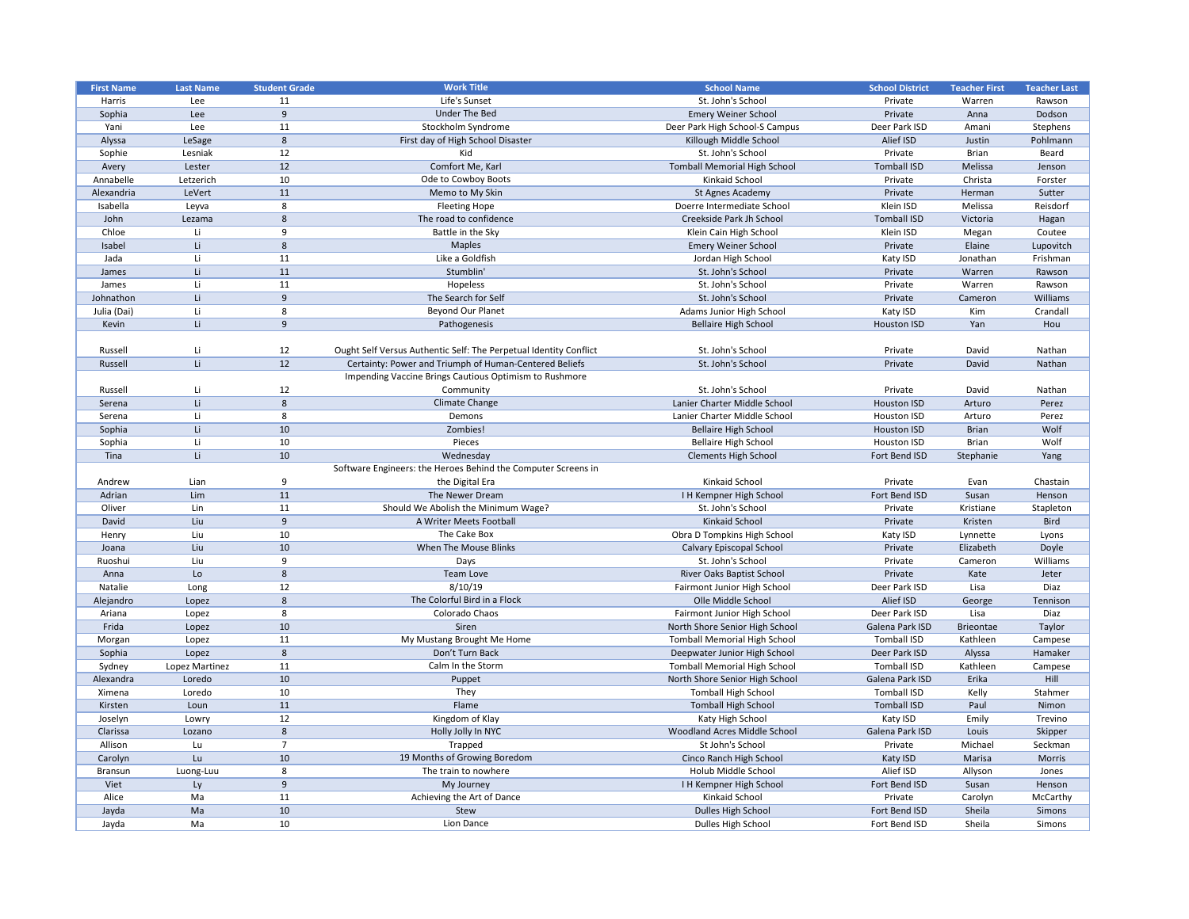| First Name | Last Name | Student Grade | Work Title | School Name | School District | Teacher First | Teacher Last |
|---|---|---|---|---|---|---|---|
| Harris | Lee | 11 | Life's Sunset | St. John's School | Private | Warren | Rawson |
| Sophia | Lee | 9 | Under The Bed | Emery Weiner School | Private | Anna | Dodson |
| Yani | Lee | 11 | Stockholm Syndrome | Deer Park High School-S Campus | Deer Park ISD | Amani | Stephens |
| Alyssa | LeSage | 8 | First day of High School Disaster | Killough Middle School | Alief ISD | Justin | Pohlmann |
| Sophie | Lesniak | 12 | Kid | St. John's School | Private | Brian | Beard |
| Avery | Lester | 12 | Comfort Me, Karl | Tomball Memorial High School | Tomball ISD | Melissa | Jenson |
| Annabelle | Letzerich | 10 | Ode to Cowboy Boots | Kinkaid School | Private | Christa | Forster |
| Alexandria | LeVert | 11 | Memo to My Skin | St Agnes Academy | Private | Herman | Sutter |
| Isabella | Leyva | 8 | Fleeting Hope | Doerre Intermediate School | Klein ISD | Melissa | Reisdorf |
| John | Lezama | 8 | The road to confidence | Creekside Park Jh School | Tomball ISD | Victoria | Hagan |
| Chloe | Li | 9 | Battle in the Sky | Klein Cain High School | Klein ISD | Megan | Coutee |
| Isabel | Li | 8 | Maples | Emery Weiner School | Private | Elaine | Lupovitch |
| Jada | Li | 11 | Like a Goldfish | Jordan High School | Katy ISD | Jonathan | Frishman |
| James | Li | 11 | Stumblin' | St. John's School | Private | Warren | Rawson |
| James | Li | 11 | Hopeless | St. John's School | Private | Warren | Rawson |
| Johnathon | Li | 9 | The Search for Self | St. John's School | Private | Cameron | Williams |
| Julia (Dai) | Li | 8 | Beyond Our Planet | Adams Junior High School | Katy ISD | Kim | Crandall |
| Kevin | Li | 9 | Pathogenesis | Bellaire High School | Houston ISD | Yan | Hou |
| Russell | Li | 12 | Ought Self Versus Authentic Self: The Perpetual Identity Conflict | St. John's School | Private | David | Nathan |
| Russell | Li | 12 | Certainty: Power and Triumph of Human-Centered Beliefs | St. John's School | Private | David | Nathan |
| Russell | Li | 12 | Impending Vaccine Brings Cautious Optimism to Rushmore Community | St. John's School | Private | David | Nathan |
| Serena | Li | 8 | Climate Change | Lanier Charter Middle School | Houston ISD | Arturo | Perez |
| Serena | Li | 8 | Demons | Lanier Charter Middle School | Houston ISD | Arturo | Perez |
| Sophia | Li | 10 | Zombies! | Bellaire High School | Houston ISD | Brian | Wolf |
| Sophia | Li | 10 | Pieces | Bellaire High School | Houston ISD | Brian | Wolf |
| Tina | Li | 10 | Wednesday | Clements High School | Fort Bend ISD | Stephanie | Yang |
| Andrew | Lian | 9 | Software Engineers: the Heroes Behind the Computer Screens in the Digital Era | Kinkaid School | Private | Evan | Chastain |
| Adrian | Lim | 11 | The Newer Dream | I H Kempner High School | Fort Bend ISD | Susan | Henson |
| Oliver | Lin | 11 | Should We Abolish the Minimum Wage? | St. John's School | Private | Kristiane | Stapleton |
| David | Liu | 9 | A Writer Meets Football | Kinkaid School | Private | Kristen | Bird |
| Henry | Liu | 10 | The Cake Box | Obra D Tompkins High School | Katy ISD | Lynnette | Lyons |
| Joana | Liu | 10 | When The Mouse Blinks | Calvary Episcopal School | Private | Elizabeth | Doyle |
| Ruoshui | Liu | 9 | Days | St. John's School | Private | Cameron | Williams |
| Anna | Lo | 8 | Team Love | River Oaks Baptist School | Private | Kate | Jeter |
| Natalie | Long | 12 | 8/10/19 | Fairmont Junior High School | Deer Park ISD | Lisa | Diaz |
| Alejandro | Lopez | 8 | The Colorful Bird in a Flock | Olle Middle School | Alief ISD | George | Tennison |
| Ariana | Lopez | 8 | Colorado Chaos | Fairmont Junior High School | Deer Park ISD | Lisa | Diaz |
| Frida | Lopez | 10 | Siren | North Shore Senior High School | Galena Park ISD | Brieontae | Taylor |
| Morgan | Lopez | 11 | My Mustang Brought Me Home | Tomball Memorial High School | Tomball ISD | Kathleen | Campese |
| Sophia | Lopez | 8 | Don't Turn Back | Deepwater Junior High School | Deer Park ISD | Alyssa | Hamaker |
| Sydney | Lopez Martinez | 11 | Calm In the Storm | Tomball Memorial High School | Tomball ISD | Kathleen | Campese |
| Alexandra | Loredo | 10 | Puppet | North Shore Senior High School | Galena Park ISD | Erika | Hill |
| Ximena | Loredo | 10 | They | Tomball High School | Tomball ISD | Kelly | Stahmer |
| Kirsten | Loun | 11 | Flame | Tomball High School | Tomball ISD | Paul | Nimon |
| Joselyn | Lowry | 12 | Kingdom of Klay | Katy High School | Katy ISD | Emily | Trevino |
| Clarissa | Lozano | 8 | Holly Jolly In NYC | Woodland Acres Middle School | Galena Park ISD | Louis | Skipper |
| Allison | Lu | 7 | Trapped | St John's School | Private | Michael | Seckman |
| Carolyn | Lu | 10 | 19 Months of Growing Boredom | Cinco Ranch High School | Katy ISD | Marisa | Morris |
| Bransun | Luong-Luu | 8 | The train to nowhere | Holub Middle School | Alief ISD | Allyson | Jones |
| Viet | Ly | 9 | My Journey | I H Kempner High School | Fort Bend ISD | Susan | Henson |
| Alice | Ma | 11 | Achieving the Art of Dance | Kinkaid School | Private | Carolyn | McCarthy |
| Jayda | Ma | 10 | Stew | Dulles High School | Fort Bend ISD | Sheila | Simons |
| Jayda | Ma | 10 | Lion Dance | Dulles High School | Fort Bend ISD | Sheila | Simons |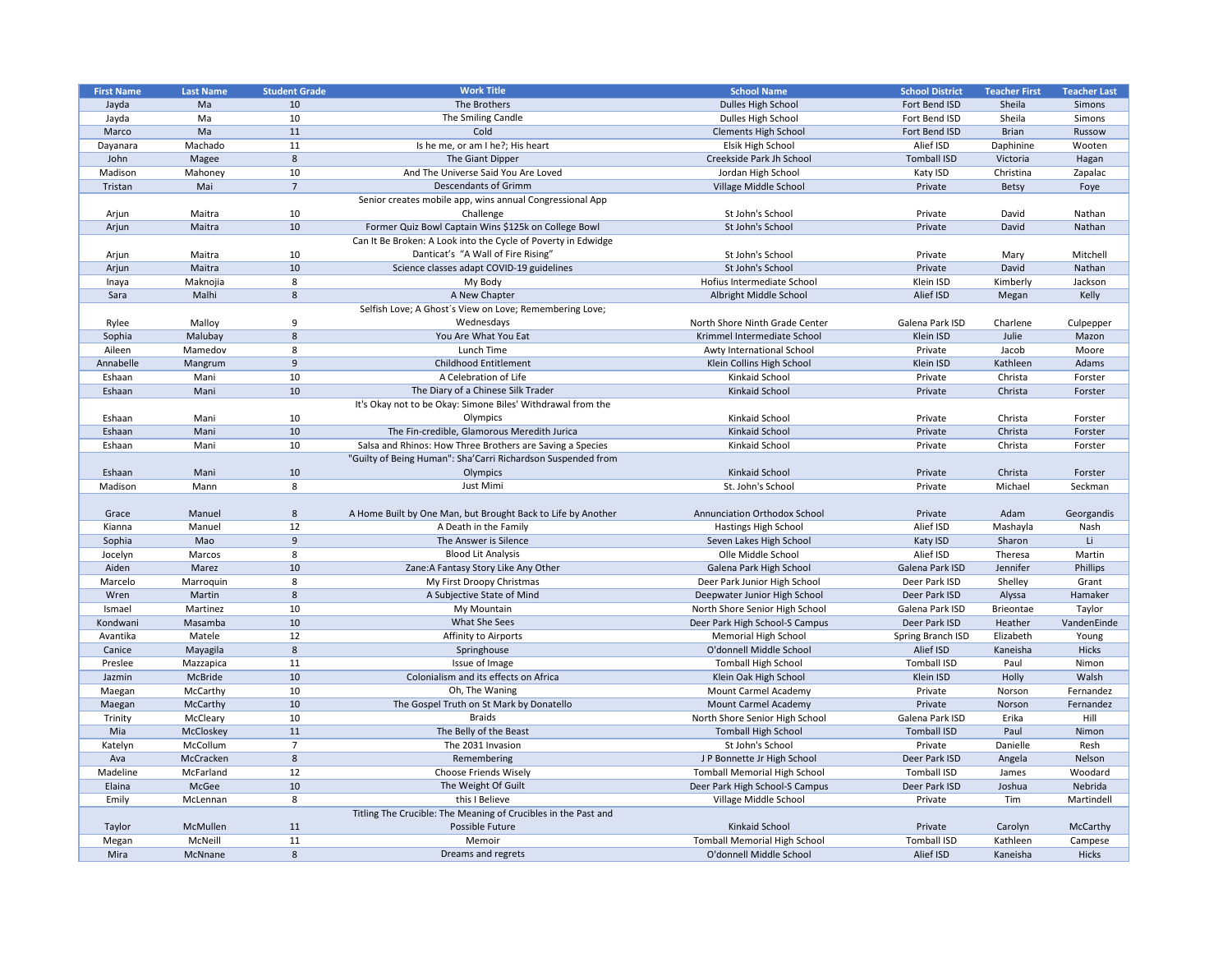| First Name | Last Name | Student Grade | Work Title | School Name | School District | Teacher First | Teacher Last |
|---|---|---|---|---|---|---|---|
| Jayda | Ma | 10 | The Brothers | Dulles High School | Fort Bend ISD | Sheila | Simons |
| Jayda | Ma | 10 | The Smiling Candle | Dulles High School | Fort Bend ISD | Sheila | Simons |
| Marco | Ma | 11 | Cold | Clements High School | Fort Bend ISD | Brian | Russow |
| Dayanara | Machado | 11 | Is he me, or am I he?; His heart | Elsik High School | Alief ISD | Daphinine | Wooten |
| John | Magee | 8 | The Giant Dipper | Creekside Park Jh School | Tomball ISD | Victoria | Hagan |
| Madison | Mahoney | 10 | And The Universe Said You Are Loved | Jordan High School | Katy ISD | Christina | Zapalac |
| Tristan | Mai | 7 | Descendants of Grimm | Village Middle School | Private | Betsy | Foye |
| Arjun | Maitra | 10 | Senior creates mobile app, wins annual Congressional App Challenge | St John's School | Private | David | Nathan |
| Arjun | Maitra | 10 | Former Quiz Bowl Captain Wins $125k on College Bowl | St John's School | Private | David | Nathan |
| Arjun | Maitra | 10 | Can It Be Broken: A Look into the Cycle of Poverty in Edwidge Danticat's "A Wall of Fire Rising" | St John's School | Private | Mary | Mitchell |
| Arjun | Maitra | 10 | Science classes adapt COVID-19 guidelines | St John's School | Private | David | Nathan |
| Inaya | Maknojia | 8 | My Body | Hofius Intermediate School | Klein ISD | Kimberly | Jackson |
| Sara | Malhi | 8 | A New Chapter | Albright Middle School | Alief ISD | Megan | Kelly |
| Rylee | Malloy | 9 | Selfish Love; A Ghost´s View on Love; Remembering Love; Wednesdays | North Shore Ninth Grade Center | Galena Park ISD | Charlene | Culpepper |
| Sophia | Malubay | 8 | You Are What You Eat | Krimmel Intermediate School | Klein ISD | Julie | Mazon |
| Aileen | Mamedov | 8 | Lunch Time | Awty International School | Private | Jacob | Moore |
| Annabelle | Mangrum | 9 | Childhood Entitlement | Klein Collins High School | Klein ISD | Kathleen | Adams |
| Eshaan | Mani | 10 | A Celebration of Life | Kinkaid School | Private | Christa | Forster |
| Eshaan | Mani | 10 | The Diary of a Chinese Silk Trader | Kinkaid School | Private | Christa | Forster |
| Eshaan | Mani | 10 | It's Okay not to be Okay: Simone Biles' Withdrawal from the Olympics | Kinkaid School | Private | Christa | Forster |
| Eshaan | Mani | 10 | The Fin-credible, Glamorous Meredith Jurica | Kinkaid School | Private | Christa | Forster |
| Eshaan | Mani | 10 | Salsa and Rhinos: How Three Brothers are Saving a Species | Kinkaid School | Private | Christa | Forster |
| Eshaan | Mani | 10 | "Guilty of Being Human": Sha'Carri Richardson Suspended from Olympics | Kinkaid School | Private | Christa | Forster |
| Madison | Mann | 8 | Just Mimi | St. John's School | Private | Michael | Seckman |
| Grace | Manuel | 8 | A Home Built by One Man, but Brought Back to Life by Another | Annunciation Orthodox School | Private | Adam | Georgandis |
| Kianna | Manuel | 12 | A Death in the Family | Hastings High School | Alief ISD | Mashayla | Nash |
| Sophia | Mao | 9 | The Answer is Silence | Seven Lakes High School | Katy ISD | Sharon | Li |
| Jocelyn | Marcos | 8 | Blood Lit Analysis | Olle Middle School | Alief ISD | Theresa | Martin |
| Aiden | Marez | 10 | Zane:A Fantasy Story Like Any Other | Galena Park High School | Galena Park ISD | Jennifer | Phillips |
| Marcelo | Marroquin | 8 | My First Droopy Christmas | Deer Park Junior High School | Deer Park ISD | Shelley | Grant |
| Wren | Martin | 8 | A Subjective State of Mind | Deepwater Junior High School | Deer Park ISD | Alyssa | Hamaker |
| Ismael | Martinez | 10 | My Mountain | North Shore Senior High School | Galena Park ISD | Brieontae | Taylor |
| Kondwani | Masamba | 10 | What She Sees | Deer Park High School-S Campus | Deer Park ISD | Heather | VandenEinde |
| Avantika | Matele | 12 | Affinity to Airports | Memorial High School | Spring Branch ISD | Elizabeth | Young |
| Canice | Mayagila | 8 | Springhouse | O'donnell Middle School | Alief ISD | Kaneisha | Hicks |
| Preslee | Mazzapica | 11 | Issue of Image | Tomball High School | Tomball ISD | Paul | Nimon |
| Jazmin | McBride | 10 | Colonialism and its effects on Africa | Klein Oak High School | Klein ISD | Holly | Walsh |
| Maegan | McCarthy | 10 | Oh, The Waning | Mount Carmel Academy | Private | Norson | Fernandez |
| Maegan | McCarthy | 10 | The Gospel Truth on St Mark by Donatello | Mount Carmel Academy | Private | Norson | Fernandez |
| Trinity | McCleary | 10 | Braids | North Shore Senior High School | Galena Park ISD | Erika | Hill |
| Mia | McCloskey | 11 | The Belly of the Beast | Tomball High School | Tomball ISD | Paul | Nimon |
| Katelyn | McCollum | 7 | The 2031 Invasion | St John's School | Private | Danielle | Resh |
| Ava | McCracken | 8 | Remembering | J P Bonnette Jr High School | Deer Park ISD | Angela | Nelson |
| Madeline | McFarland | 12 | Choose Friends Wisely | Tomball Memorial High School | Tomball ISD | James | Woodard |
| Elaina | McGee | 10 | The Weight Of Guilt | Deer Park High School-S Campus | Deer Park ISD | Joshua | Nebrida |
| Emily | McLennan | 8 | this I Believe | Village Middle School | Private | Tim | Martindell |
| Taylor | McMullen | 11 | Titling The Crucible: The Meaning of Crucibles in the Past and Possible Future | Kinkaid School | Private | Carolyn | McCarthy |
| Megan | McNeill | 11 | Memoir | Tomball Memorial High School | Tomball ISD | Kathleen | Campese |
| Mira | McNnane | 8 | Dreams and regrets | O'donnell Middle School | Alief ISD | Kaneisha | Hicks |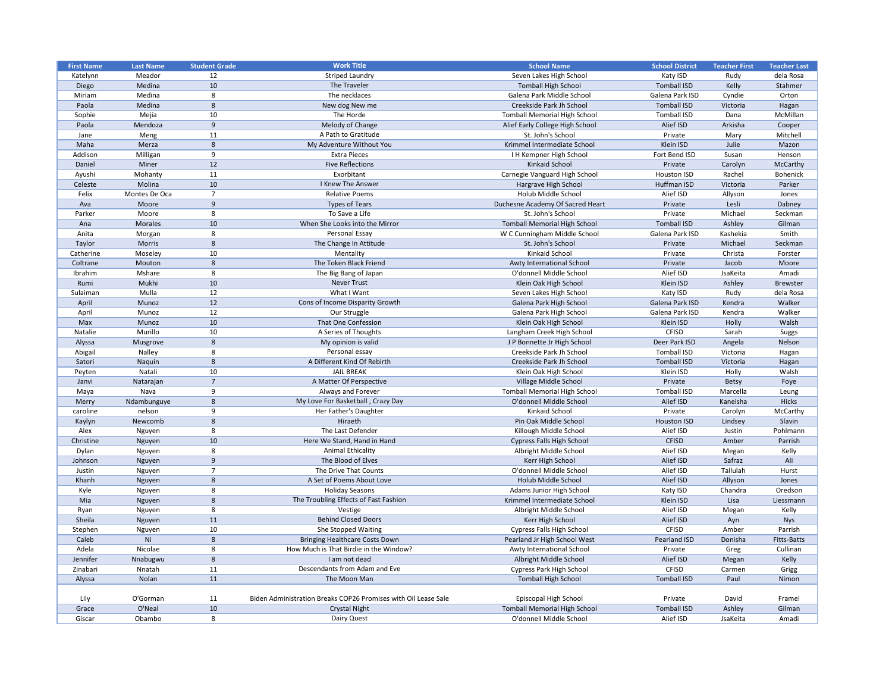| First Name | Last Name | Student Grade | Work Title | School Name | School District | Teacher First | Teacher Last |
|---|---|---|---|---|---|---|---|
| Katelynn | Meador | 12 | Striped Laundry | Seven Lakes High School | Katy ISD | Rudy | dela Rosa |
| Diego | Medina | 10 | The Traveler | Tomball High School | Tomball ISD | Kelly | Stahmer |
| Miriam | Medina | 8 | The necklaces | Galena Park Middle School | Galena Park ISD | Cyndie | Orton |
| Paola | Medina | 8 | New dog New me | Creekside Park Jh School | Tomball ISD | Victoria | Hagan |
| Sophie | Mejia | 10 | The Horde | Tomball Memorial High School | Tomball ISD | Dana | McMillan |
| Paola | Mendoza | 9 | Melody of Change | Alief Early College High School | Alief ISD | Arkisha | Cooper |
| Jane | Meng | 11 | A Path to Gratitude | St. John's School | Private | Mary | Mitchell |
| Maha | Merza | 8 | My Adventure Without You | Krimmel Intermediate School | Klein ISD | Julie | Mazon |
| Addison | Milligan | 9 | Extra Pieces | I H Kempner High School | Fort Bend ISD | Susan | Henson |
| Daniel | Miner | 12 | Five Reflections | Kinkaid School | Private | Carolyn | McCarthy |
| Ayushi | Mohanty | 11 | Exorbitant | Carnegie Vanguard High School | Houston ISD | Rachel | Bohenick |
| Celeste | Molina | 10 | I Knew The Answer | Hargrave High School | Huffman ISD | Victoria | Parker |
| Felix | Montes De Oca | 7 | Relative Poems | Holub Middle School | Alief ISD | Allyson | Jones |
| Ava | Moore | 9 | Types of Tears | Duchesne Academy Of Sacred Heart | Private | Lesli | Dabney |
| Parker | Moore | 8 | To Save a Life | St. John's School | Private | Michael | Seckman |
| Ana | Morales | 10 | When She Looks into the Mirror | Tomball Memorial High School | Tomball ISD | Ashley | Gilman |
| Anita | Morgan | 8 | Personal Essay | W C Cunningham Middle School | Galena Park ISD | Kashekia | Smith |
| Taylor | Morris | 8 | The Change In Attitude | St. John's School | Private | Michael | Seckman |
| Catherine | Moseley | 10 | Mentality | Kinkaid School | Private | Christa | Forster |
| Coltrane | Mouton | 8 | The Token Black Friend | Awty International School | Private | Jacob | Moore |
| Ibrahim | Mshare | 8 | The Big Bang of Japan | O'donnell Middle School | Alief ISD | JsaKeita | Amadi |
| Rumi | Mukhi | 10 | Never Trust | Klein Oak High School | Klein ISD | Ashley | Brewster |
| Sulaiman | Mulla | 12 | What I Want | Seven Lakes High School | Katy ISD | Rudy | dela Rosa |
| April | Munoz | 12 | Cons of Income Disparity Growth | Galena Park High School | Galena Park ISD | Kendra | Walker |
| April | Munoz | 12 | Our Struggle | Galena Park High School | Galena Park ISD | Kendra | Walker |
| Max | Munoz | 10 | That One Confession | Klein Oak High School | Klein ISD | Holly | Walsh |
| Natalie | Murillo | 10 | A Series of Thoughts | Langham Creek High School | CFISD | Sarah | Suggs |
| Alyssa | Musgrove | 8 | My opinion is valid | J P Bonnette Jr High School | Deer Park ISD | Angela | Nelson |
| Abigail | Nalley | 8 | Personal essay | Creekside Park Jh School | Tomball ISD | Victoria | Hagan |
| Satori | Naquin | 8 | A Different Kind Of Rebirth | Creekside Park Jh School | Tomball ISD | Victoria | Hagan |
| Peyten | Natali | 10 | JAIL BREAK | Klein Oak High School | Klein ISD | Holly | Walsh |
| Janvi | Natarajan | 7 | A Matter Of Perspective | Village Middle School | Private | Betsy | Foye |
| Maya | Nava | 9 | Always and Forever | Tomball Memorial High School | Tomball ISD | Marcella | Leung |
| Merry | Ndambunguye | 8 | My Love For Basketball , Crazy Day | O'donnell Middle School | Alief ISD | Kaneisha | Hicks |
| caroline | nelson | 9 | Her Father's Daughter | Kinkaid School | Private | Carolyn | McCarthy |
| Kaylyn | Newcomb | 8 | Hiraeth | Pin Oak Middle School | Houston ISD | Lindsey | Slavin |
| Alex | Nguyen | 8 | The Last Defender | Killough Middle School | Alief ISD | Justin | Pohlmann |
| Christine | Nguyen | 10 | Here We Stand, Hand in Hand | Cypress Falls High School | CFISD | Amber | Parrish |
| Dylan | Nguyen | 8 | Animal Ethicality | Albright Middle School | Alief ISD | Megan | Kelly |
| Johnson | Nguyen | 9 | The Blood of Elves | Kerr High School | Alief ISD | Safraz | Ali |
| Justin | Nguyen | 7 | The Drive That Counts | O'donnell Middle School | Alief ISD | Tallulah | Hurst |
| Khanh | Nguyen | 8 | A Set of Poems About Love | Holub Middle School | Alief ISD | Allyson | Jones |
| Kyle | Nguyen | 8 | Holiday Seasons | Adams Junior High School | Katy ISD | Chandra | Oredson |
| Mia | Nguyen | 8 | The Troubling Effects of Fast Fashion | Krimmel Intermediate School | Klein ISD | Lisa | Liessmann |
| Ryan | Nguyen | 8 | Vestige | Albright Middle School | Alief ISD | Megan | Kelly |
| Sheila | Nguyen | 11 | Behind Closed Doors | Kerr High School | Alief ISD | Ayn | Nys |
| Stephen | Nguyen | 10 | She Stopped Waiting | Cypress Falls High School | CFISD | Amber | Parrish |
| Caleb | Ni | 8 | Bringing Healthcare Costs Down | Pearland Jr High School West | Pearland ISD | Donisha | Fitts-Batts |
| Adela | Nicolae | 8 | How Much is That Birdie in the Window? | Awty International School | Private | Greg | Cullinan |
| Jennifer | Nnabugwu | 8 | I am not dead | Albright Middle School | Alief ISD | Megan | Kelly |
| Zinabari | Nnatah | 11 | Descendants from Adam and Eve | Cypress Park High School | CFISD | Carmen | Grigg |
| Alyssa | Nolan | 11 | The Moon Man | Tomball High School | Tomball ISD | Paul | Nimon |
| Lily | O'Gorman | 11 | Biden Administration Breaks COP26 Promises with Oil Lease Sale | Episcopal High School | Private | David | Framel |
| Grace | O'Neal | 10 | Crystal Night | Tomball Memorial High School | Tomball ISD | Ashley | Gilman |
| Giscar | Obambo | 8 | Dairy Quest | O'donnell Middle School | Alief ISD | JsaKeita | Amadi |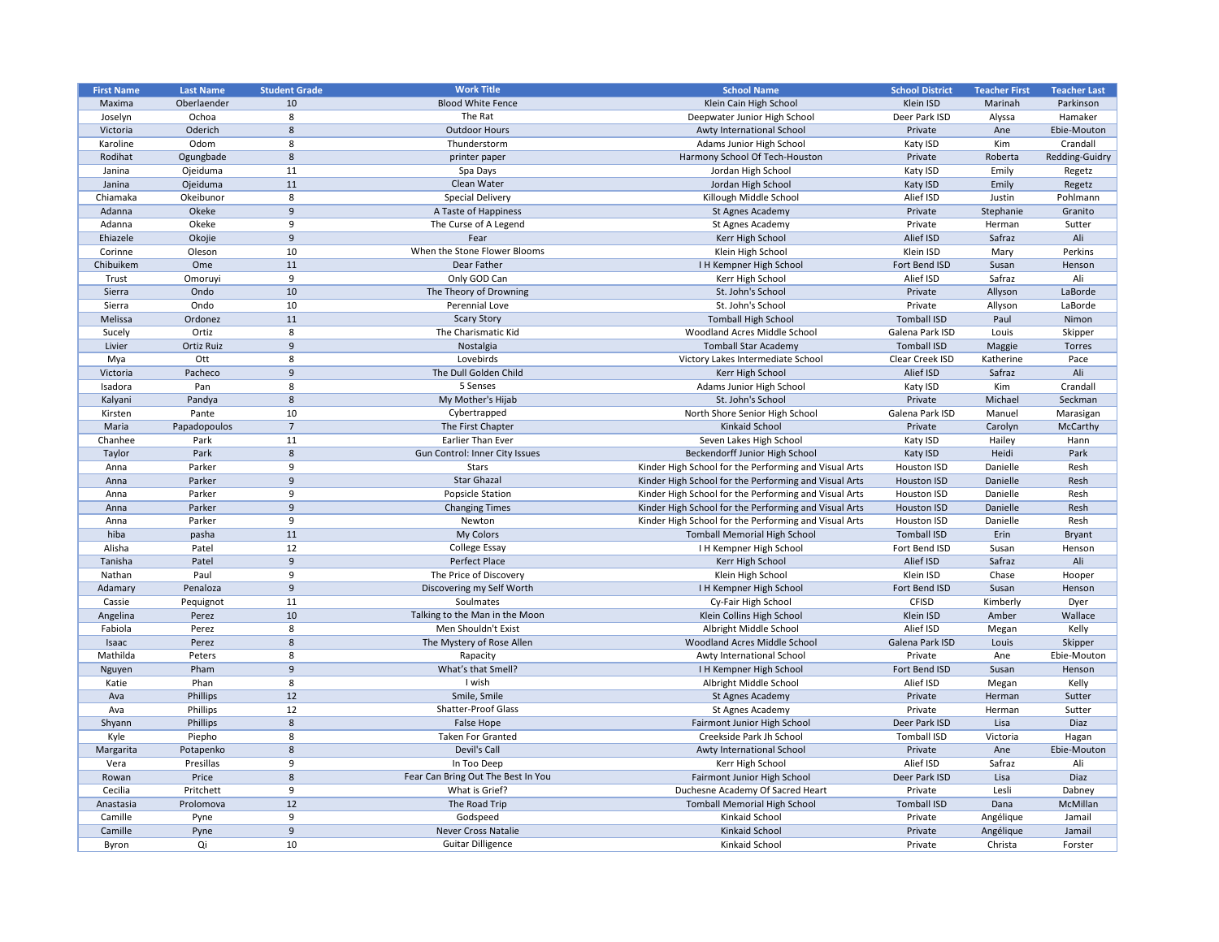| First Name | Last Name | Student Grade | Work Title | School Name | School District | Teacher First | Teacher Last |
|---|---|---|---|---|---|---|---|
| Maxima | Oberlaender | 10 | Blood White Fence | Klein Cain High School | Klein ISD | Marinah | Parkinson |
| Joselyn | Ochoa | 8 | The Rat | Deepwater Junior High School | Deer Park ISD | Alyssa | Hamaker |
| Victoria | Oderich | 8 | Outdoor Hours | Awty International School | Private | Ane | Ebie-Mouton |
| Karoline | Odom | 8 | Thunderstorm | Adams Junior High School | Katy ISD | Kim | Crandall |
| Rodihat | Ogungbade | 8 | printer paper | Harmony School Of Tech-Houston | Private | Roberta | Redding-Guidry |
| Janina | Ojeiduma | 11 | Spa Days | Jordan High School | Katy ISD | Emily | Regetz |
| Janina | Ojeiduma | 11 | Clean Water | Jordan High School | Katy ISD | Emily | Regetz |
| Chiamaka | Okeibunor | 8 | Special Delivery | Killough Middle School | Alief ISD | Justin | Pohlmann |
| Adanna | Okeke | 9 | A Taste of Happiness | St Agnes Academy | Private | Stephanie | Granito |
| Adanna | Okeke | 9 | The Curse of A Legend | St Agnes Academy | Private | Herman | Sutter |
| Ehiazele | Okojie | 9 | Fear | Kerr High School | Alief ISD | Safraz | Ali |
| Corinne | Oleson | 10 | When the Stone Flower Blooms | Klein High School | Klein ISD | Mary | Perkins |
| Chibuikem | Ome | 11 | Dear Father | I H Kempner High School | Fort Bend ISD | Susan | Henson |
| Trust | Omoruyi | 9 | Only GOD Can | Kerr High School | Alief ISD | Safraz | Ali |
| Sierra | Ondo | 10 | The Theory of Drowning | St. John's School | Private | Allyson | LaBorde |
| Sierra | Ondo | 10 | Perennial Love | St. John's School | Private | Allyson | LaBorde |
| Melissa | Ordonez | 11 | Scary Story | Tomball High School | Tomball ISD | Paul | Nimon |
| Sucely | Ortiz | 8 | The Charismatic Kid | Woodland Acres Middle School | Galena Park ISD | Louis | Skipper |
| Livier | Ortiz Ruiz | 9 | Nostalgia | Tomball Star Academy | Tomball ISD | Maggie | Torres |
| Mya | Ott | 8 | Lovebirds | Victory Lakes Intermediate School | Clear Creek ISD | Katherine | Pace |
| Victoria | Pacheco | 9 | The Dull Golden Child | Kerr High School | Alief ISD | Safraz | Ali |
| Isadora | Pan | 8 | 5 Senses | Adams Junior High School | Katy ISD | Kim | Crandall |
| Kalyani | Pandya | 8 | My Mother's Hijab | St. John's School | Private | Michael | Seckman |
| Kirsten | Pante | 10 | Cybertrapped | North Shore Senior High School | Galena Park ISD | Manuel | Marasigan |
| Maria | Papadopoulos | 7 | The First Chapter | Kinkaid School | Private | Carolyn | McCarthy |
| Chanhee | Park | 11 | Earlier Than Ever | Seven Lakes High School | Katy ISD | Hailey | Hann |
| Taylor | Park | 8 | Gun Control: Inner City Issues | Beckendorff Junior High School | Katy ISD | Heidi | Park |
| Anna | Parker | 9 | Stars | Kinder High School for the Performing and Visual Arts | Houston ISD | Danielle | Resh |
| Anna | Parker | 9 | Star Ghazal | Kinder High School for the Performing and Visual Arts | Houston ISD | Danielle | Resh |
| Anna | Parker | 9 | Popsicle Station | Kinder High School for the Performing and Visual Arts | Houston ISD | Danielle | Resh |
| Anna | Parker | 9 | Changing Times | Kinder High School for the Performing and Visual Arts | Houston ISD | Danielle | Resh |
| Anna | Parker | 9 | Newton | Kinder High School for the Performing and Visual Arts | Houston ISD | Danielle | Resh |
| hiba | pasha | 11 | My Colors | Tomball Memorial High School | Tomball ISD | Erin | Bryant |
| Alisha | Patel | 12 | College Essay | I H Kempner High School | Fort Bend ISD | Susan | Henson |
| Tanisha | Patel | 9 | Perfect Place | Kerr High School | Alief ISD | Safraz | Ali |
| Nathan | Paul | 9 | The Price of Discovery | Klein High School | Klein ISD | Chase | Hooper |
| Adamary | Penaloza | 9 | Discovering my Self Worth | I H Kempner High School | Fort Bend ISD | Susan | Henson |
| Cassie | Pequignot | 11 | Soulmates | Cy-Fair High School | CFISD | Kimberly | Dyer |
| Angelina | Perez | 10 | Talking to the Man in the Moon | Klein Collins High School | Klein ISD | Amber | Wallace |
| Fabiola | Perez | 8 | Men Shouldn't Exist | Albright Middle School | Alief ISD | Megan | Kelly |
| Isaac | Perez | 8 | The Mystery of Rose Allen | Woodland Acres Middle School | Galena Park ISD | Louis | Skipper |
| Mathilda | Peters | 8 | Rapacity | Awty International School | Private | Ane | Ebie-Mouton |
| Nguyen | Pham | 9 | What's that Smell? | I H Kempner High School | Fort Bend ISD | Susan | Henson |
| Katie | Phan | 8 | I wish | Albright Middle School | Alief ISD | Megan | Kelly |
| Ava | Phillips | 12 | Smile, Smile | St Agnes Academy | Private | Herman | Sutter |
| Ava | Phillips | 12 | Shatter-Proof Glass | St Agnes Academy | Private | Herman | Sutter |
| Shyann | Phillips | 8 | False Hope | Fairmont Junior High School | Deer Park ISD | Lisa | Diaz |
| Kyle | Piepho | 8 | Taken For Granted | Creekside Park Jh School | Tomball ISD | Victoria | Hagan |
| Margarita | Potapenko | 8 | Devil's Call | Awty International School | Private | Ane | Ebie-Mouton |
| Vera | Presillas | 9 | In Too Deep | Kerr High School | Alief ISD | Safraz | Ali |
| Rowan | Price | 8 | Fear Can Bring Out The Best In You | Fairmont Junior High School | Deer Park ISD | Lisa | Diaz |
| Cecilia | Pritchett | 9 | What is Grief? | Duchesne Academy Of Sacred Heart | Private | Lesli | Dabney |
| Anastasia | Prolomova | 12 | The Road Trip | Tomball Memorial High School | Tomball ISD | Dana | McMillan |
| Camille | Pyne | 9 | Godspeed | Kinkaid School | Private | Angélique | Jamail |
| Camille | Pyne | 9 | Never Cross Natalie | Kinkaid School | Private | Angélique | Jamail |
| Byron | Qi | 10 | Guitar Dilligence | Kinkaid School | Private | Christa | Forster |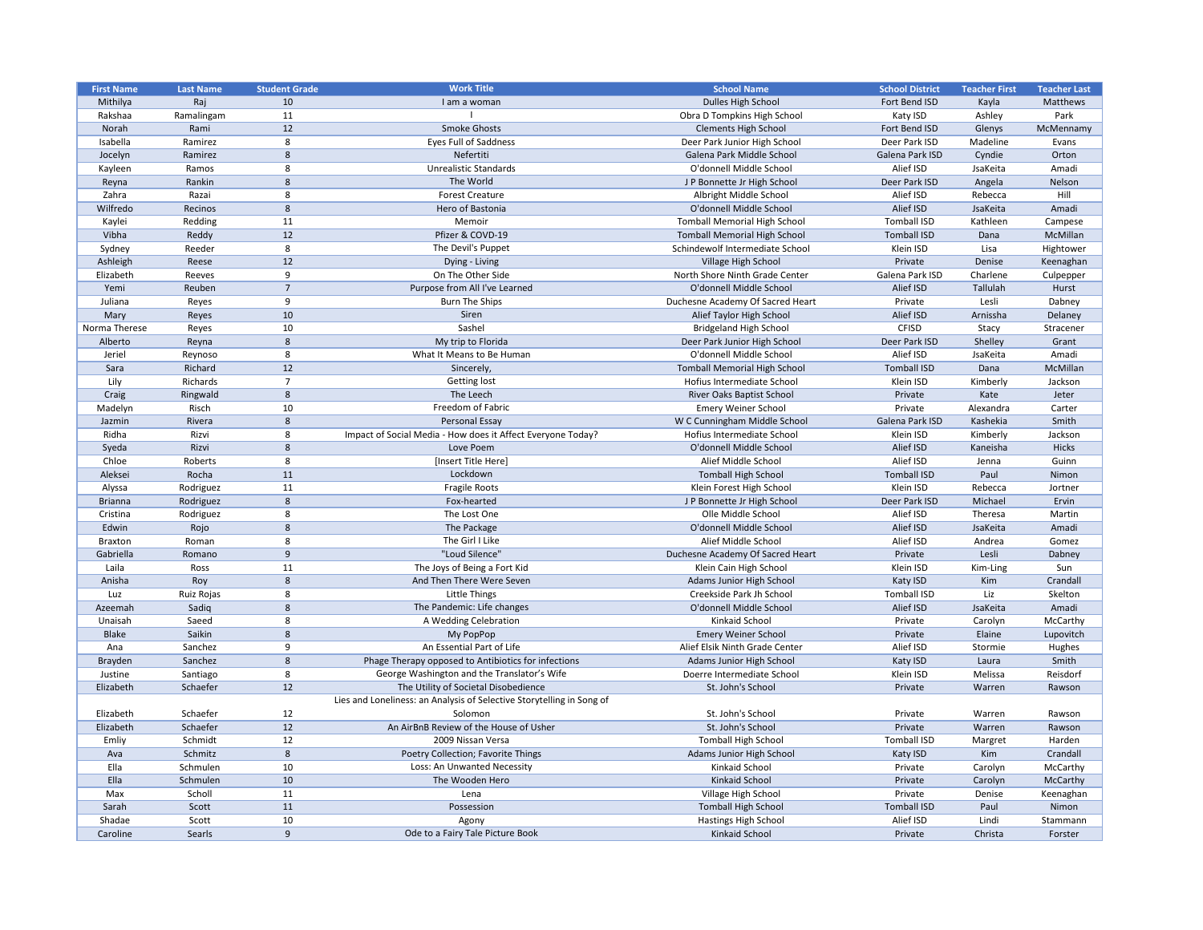| First Name | Last Name | Student Grade | Work Title | School Name | School District | Teacher First | Teacher Last |
|---|---|---|---|---|---|---|---|
| Mithilya | Raj | 10 | I am a woman | Dulles High School | Fort Bend ISD | Kayla | Matthews |
| Rakshaa | Ramalingam | 11 | I | Obra D Tompkins High School | Katy ISD | Ashley | Park |
| Norah | Rami | 12 | Smoke Ghosts | Clements High School | Fort Bend ISD | Glenys | McMennamy |
| Isabella | Ramirez | 8 | Eyes Full of Saddness | Deer Park Junior High School | Deer Park ISD | Madeline | Evans |
| Jocelyn | Ramirez | 8 | Nefertiti | Galena Park Middle School | Galena Park ISD | Cyndie | Orton |
| Kayleen | Ramos | 8 | Unrealistic Standards | O'donnell Middle School | Alief ISD | JsaKeita | Amadi |
| Reyna | Rankin | 8 | The World | J P Bonnette Jr High School | Deer Park ISD | Angela | Nelson |
| Zahra | Razai | 8 | Forest Creature | Albright Middle School | Alief ISD | Rebecca | Hill |
| Wilfredo | Recinos | 8 | Hero of Bastonia | O'donnell Middle School | Alief ISD | JsaKeita | Amadi |
| Kaylei | Redding | 11 | Memoir | Tomball Memorial High School | Tomball ISD | Kathleen | Campese |
| Vibha | Reddy | 12 | Pfizer & COVD-19 | Tomball Memorial High School | Tomball ISD | Dana | McMillan |
| Sydney | Reeder | 8 | The Devil's Puppet | Schindewolf Intermediate School | Klein ISD | Lisa | Hightower |
| Ashleigh | Reese | 12 | Dying - Living | Village High School | Private | Denise | Keenaghan |
| Elizabeth | Reeves | 9 | On The Other Side | North Shore Ninth Grade Center | Galena Park ISD | Charlene | Culpepper |
| Yemi | Reuben | 7 | Purpose from All I've Learned | O'donnell Middle School | Alief ISD | Tallulah | Hurst |
| Juliana | Reyes | 9 | Burn The Ships | Duchesne Academy Of Sacred Heart | Private | Lesli | Dabney |
| Mary | Reyes | 10 | Siren | Alief Taylor High School | Alief ISD | Arnissha | Delaney |
| Norma Therese | Reyes | 10 | Sashel | Bridgeland High School | CFISD | Stacy | Stracener |
| Alberto | Reyna | 8 | My trip to Florida | Deer Park Junior High School | Deer Park ISD | Shelley | Grant |
| Jeriel | Reynoso | 8 | What It Means to Be Human | O'donnell Middle School | Alief ISD | JsaKeita | Amadi |
| Sara | Richard | 12 | Sincerely, | Tomball Memorial High School | Tomball ISD | Dana | McMillan |
| Lily | Richards | 7 | Getting lost | Hofius Intermediate School | Klein ISD | Kimberly | Jackson |
| Craig | Ringwald | 8 | The Leech | River Oaks Baptist School | Private | Kate | Jeter |
| Madelyn | Risch | 10 | Freedom of Fabric | Emery Weiner School | Private | Alexandra | Carter |
| Jazmin | Rivera | 8 | Personal Essay | W C Cunningham Middle School | Galena Park ISD | Kashekia | Smith |
| Ridha | Rizvi | 8 | Impact of Social Media - How does it Affect Everyone Today? | Hofius Intermediate School | Klein ISD | Kimberly | Jackson |
| Syeda | Rizvi | 8 | Love Poem | O'donnell Middle School | Alief ISD | Kaneisha | Hicks |
| Chloe | Roberts | 8 | [Insert Title Here] | Alief Middle School | Alief ISD | Jenna | Guinn |
| Aleksei | Rocha | 11 | Lockdown | Tomball High School | Tomball ISD | Paul | Nimon |
| Alyssa | Rodriguez | 11 | Fragile Roots | Klein Forest High School | Klein ISD | Rebecca | Jortner |
| Brianna | Rodriguez | 8 | Fox-hearted | J P Bonnette Jr High School | Deer Park ISD | Michael | Ervin |
| Cristina | Rodriguez | 8 | The Lost One | Olle Middle School | Alief ISD | Theresa | Martin |
| Edwin | Rojo | 8 | The Package | O'donnell Middle School | Alief ISD | JsaKeita | Amadi |
| Braxton | Roman | 8 | The Girl I Like | Alief Middle School | Alief ISD | Andrea | Gomez |
| Gabriella | Romano | 9 | "Loud Silence" | Duchesne Academy Of Sacred Heart | Private | Lesli | Dabney |
| Laila | Ross | 11 | The Joys of Being a Fort Kid | Klein Cain High School | Klein ISD | Kim-Ling | Sun |
| Anisha | Roy | 8 | And Then There Were Seven | Adams Junior High School | Katy ISD | Kim | Crandall |
| Luz | Ruiz Rojas | 8 | Little Things | Creekside Park Jh School | Tomball ISD | Liz | Skelton |
| Azeemah | Sadiq | 8 | The Pandemic: Life changes | O'donnell Middle School | Alief ISD | JsaKeita | Amadi |
| Unaisah | Saeed | 8 | A Wedding Celebration | Kinkaid School | Private | Carolyn | McCarthy |
| Blake | Saikin | 8 | My PopPop | Emery Weiner School | Private | Elaine | Lupovitch |
| Ana | Sanchez | 9 | An Essential Part of Life | Alief Elsik Ninth Grade Center | Alief ISD | Stormie | Hughes |
| Brayden | Sanchez | 8 | Phage Therapy opposed to Antibiotics for infections | Adams Junior High School | Katy ISD | Laura | Smith |
| Justine | Santiago | 8 | George Washington and the Translator's Wife | Doerre Intermediate School | Klein ISD | Melissa | Reisdorf |
| Elizabeth | Schaefer | 12 | The Utility of Societal Disobedience | St. John's School | Private | Warren | Rawson |
| Elizabeth | Schaefer | 12 | Lies and Loneliness: an Analysis of Selective Storytelling in Song of Solomon | St. John's School | Private | Warren | Rawson |
| Elizabeth | Schaefer | 12 | An AirBnB Review of the House of Usher | St. John's School | Private | Warren | Rawson |
| Emliy | Schmidt | 12 | 2009 Nissan Versa | Tomball High School | Tomball ISD | Margret | Harden |
| Ava | Schmitz | 8 | Poetry Collection; Favorite Things | Adams Junior High School | Katy ISD | Kim | Crandall |
| Ella | Schmulen | 10 | Loss: An Unwanted Necessity | Kinkaid School | Private | Carolyn | McCarthy |
| Ella | Schmulen | 10 | The Wooden Hero | Kinkaid School | Private | Carolyn | McCarthy |
| Max | Scholl | 11 | Lena | Village High School | Private | Denise | Keenaghan |
| Sarah | Scott | 11 | Possession | Tomball High School | Tomball ISD | Paul | Nimon |
| Shadae | Scott | 10 | Agony | Hastings High School | Alief ISD | Lindi | Stammann |
| Caroline | Searls | 9 | Ode to a Fairy Tale Picture Book | Kinkaid School | Private | Christa | Forster |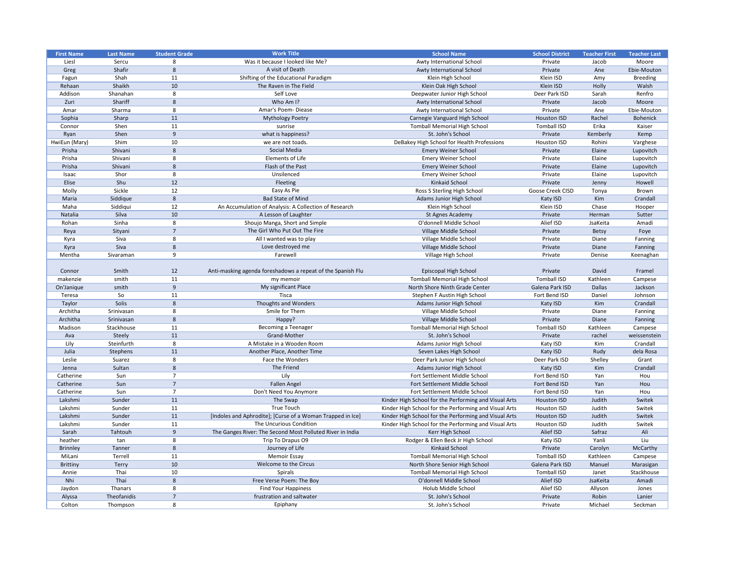| First Name | Last Name | Student Grade | Work Title | School Name | School District | Teacher First | Teacher Last |
|---|---|---|---|---|---|---|---|
| Liesl | Sercu | 8 | Was it because I looked like Me? | Awty International School | Private | Jacob | Moore |
| Greg | Shafir | 8 | A visit of Death | Awty International School | Private | Ane | Ebie-Mouton |
| Fagun | Shah | 11 | Shifting of the Educational Paradigm | Klein High School | Klein ISD | Amy | Breeding |
| Rehaan | Shaikh | 10 | The Raven in The Field | Klein Oak High School | Klein ISD | Holly | Walsh |
| Addison | Shanahan | 8 | Self Love | Deepwater Junior High School | Deer Park ISD | Sarah | Renfro |
| Zuri | Shariff | 8 | Who Am I? | Awty International School | Private | Jacob | Moore |
| Amar | Sharma | 8 | Amar's Poem- Diease | Awty International School | Private | Ane | Ebie-Mouton |
| Sophia | Sharp | 11 | Mythology Poetry | Carnegie Vanguard High School | Houston ISD | Rachel | Bohenick |
| Connor | Shen | 11 | sunrise | Tomball Memorial High School | Tomball ISD | Erika | Kaiser |
| Ryan | Shen | 9 | what is happiness? | St. John's School | Private | Kemberly | Kemp |
| HwiEun (Mary) | Shim | 10 | we are not toads. | DeBakey High School for Health Professions | Houston ISD | Rohini | Varghese |
| Prisha | Shivani | 8 | Social Media | Emery Weiner School | Private | Elaine | Lupovitch |
| Prisha | Shivani | 8 | Elements of Life | Emery Weiner School | Private | Elaine | Lupovitch |
| Prisha | Shivani | 8 | Flash of the Past | Emery Weiner School | Private | Elaine | Lupovitch |
| Isaac | Shor | 8 | Unsilenced | Emery Weiner School | Private | Elaine | Lupovitch |
| Elise | Shu | 12 | Fleeting | Kinkaid School | Private | Jenny | Howell |
| Molly | Sickle | 12 | Easy As Pie | Ross S Sterling High School | Goose Creek CISD | Tonya | Brown |
| Maria | Siddique | 8 | Bad State of Mind | Adams Junior High School | Katy ISD | Kim | Crandall |
| Maha | Siddiqui | 12 | An Accumulation of Analysis: A Collection of Research | Klein High School | Klein ISD | Chase | Hooper |
| Natalia | Silva | 10 | A Lesson of Laughter | St Agnes Academy | Private | Herman | Sutter |
| Rohan | Sinha | 8 | Shoujo Manga, Short and Simple | O'donnell Middle School | Alief ISD | JsaKeita | Amadi |
| Reya | Sityani | 7 | The Girl Who Put Out The Fire | Village Middle School | Private | Betsy | Foye |
| Kyra | Siva | 8 | All I wanted was to play | Village Middle School | Private | Diane | Fanning |
| Kyra | Siva | 8 | Love destroyed me | Village Middle School | Private | Diane | Fanning |
| Mentha | Sivaraman | 9 | Farewell | Village High School | Private | Denise | Keenaghan |
| Connor | Smith | 12 | Anti-masking agenda foreshadows a repeat of the Spanish Flu | Episcopal High School | Private | David | Framel |
| makenzie | smith | 11 | my memoir | Tomball Memorial High School | Tomball ISD | Kathleen | Campese |
| On'Janique | smith | 9 | My significant Place | North Shore Ninth Grade Center | Galena Park ISD | Dallas | Jackson |
| Teresa | So | 11 | Tisca | Stephen F Austin High School | Fort Bend ISD | Daniel | Johnson |
| Taylor | Solis | 8 | Thoughts and Wonders | Adams Junior High School | Katy ISD | Kim | Crandall |
| Architha | Srinivasan | 8 | Smile for Them | Village Middle School | Private | Diane | Fanning |
| Architha | Srinivasan | 8 | Happy? | Village Middle School | Private | Diane | Fanning |
| Madison | Stackhouse | 11 | Becoming a Teenager | Tomball Memorial High School | Tomball ISD | Kathleen | Campese |
| Ava | Steely | 11 | Grand-Mother | St. John's School | Private | rachel | weissenstein |
| Lily | Steinfurth | 8 | A Mistake in a Wooden Room | Adams Junior High School | Katy ISD | Kim | Crandall |
| Julia | Stephens | 11 | Another Place, Another Time | Seven Lakes High School | Katy ISD | Rudy | dela Rosa |
| Leslie | Suarez | 8 | Face the Wonders | Deer Park Junior High School | Deer Park ISD | Shelley | Grant |
| Jenna | Sultan | 8 | The Friend | Adams Junior High School | Katy ISD | Kim | Crandall |
| Catherine | Sun | 7 | Lily | Fort Settlement Middle School | Fort Bend ISD | Yan | Hou |
| Catherine | Sun | 7 | Fallen Angel | Fort Settlement Middle School | Fort Bend ISD | Yan | Hou |
| Catherine | Sun | 7 | Don't Need You Anymore | Fort Settlement Middle School | Fort Bend ISD | Yan | Hou |
| Lakshmi | Sunder | 11 | The Swap | Kinder High School for the Performing and Visual Arts | Houston ISD | Judith | Switek |
| Lakshmi | Sunder | 11 | True Touch | Kinder High School for the Performing and Visual Arts | Houston ISD | Judith | Switek |
| Lakshmi | Sunder | 11 | [Indoles and Aphrodite]; [Curse of a Woman Trapped in Ice] | Kinder High School for the Performing and Visual Arts | Houston ISD | Judith | Switek |
| Lakshmi | Sunder | 11 | The Uncurious Condition | Kinder High School for the Performing and Visual Arts | Houston ISD | Judith | Switek |
| Sarah | Tahtouh | 9 | The Ganges River: The Second Most Polluted River in India | Kerr High School | Alief ISD | Safraz | Ali |
| heather | tan | 8 | Trip To Drapus O9 | Rodger & Ellen Beck Jr High School | Katy ISD | Yanli | Liu |
| Brinnley | Tanner | 8 | Journey of Life | Kinkaid School | Private | Carolyn | McCarthy |
| MiLani | Terrell | 11 | Memoir Essay | Tomball Memorial High School | Tomball ISD | Kathleen | Campese |
| Brittiny | Terry | 10 | Welcome to the Circus | North Shore Senior High School | Galena Park ISD | Manuel | Marasigan |
| Annie | Thai | 10 | Spirals | Tomball Memorial High School | Tomball ISD | Janet | Stackhouse |
| Nhi | Thai | 8 | Free Verse Poem: The Boy | O'donnell Middle School | Alief ISD | JsaKeita | Amadi |
| Jaydon | Thanars | 8 | Find Your Happiness | Holub Middle School | Alief ISD | Allyson | Jones |
| Alyssa | Theofanidis | 7 | frustration and saltwater | St. John's School | Private | Robin | Lanier |
| Colton | Thompson | 8 | Epiphany | St. John's School | Private | Michael | Seckman |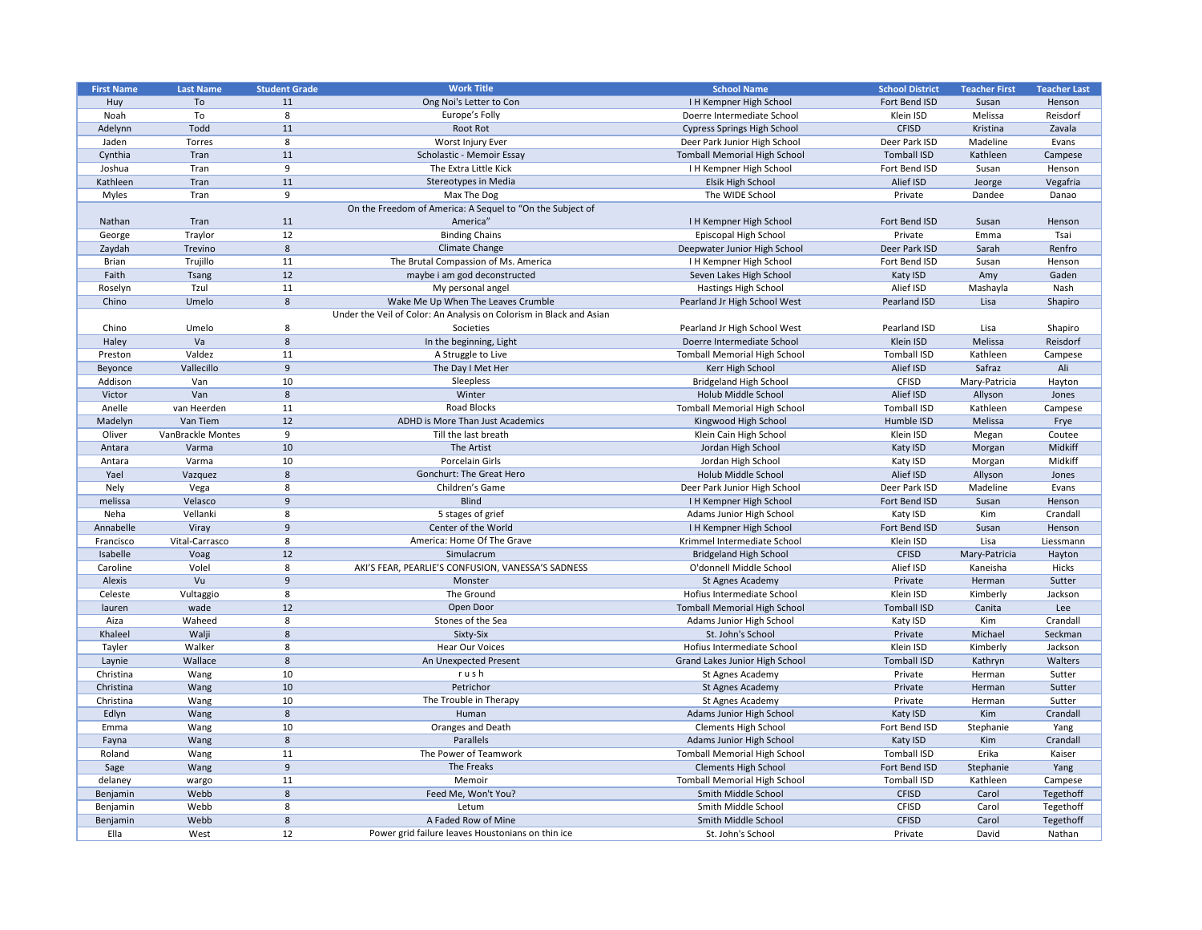| First Name | Last Name | Student Grade | Work Title | School Name | School District | Teacher First | Teacher Last |
|---|---|---|---|---|---|---|---|
| Huy | To | 11 | Ong Noi's Letter to Con | I H Kempner High School | Fort Bend ISD | Susan | Henson |
| Noah | To | 8 | Europe's Folly | Doerre Intermediate School | Klein ISD | Melissa | Reisdorf |
| Adelynn | Todd | 11 | Root Rot | Cypress Springs High School | CFISD | Kristina | Zavala |
| Jaden | Torres | 8 | Worst Injury Ever | Deer Park Junior High School | Deer Park ISD | Madeline | Evans |
| Cynthia | Tran | 11 | Scholastic - Memoir Essay | Tomball Memorial High School | Tomball ISD | Kathleen | Campese |
| Joshua | Tran | 9 | The Extra Little Kick | I H Kempner High School | Fort Bend ISD | Susan | Henson |
| Kathleen | Tran | 11 | Stereotypes in Media | Elsik High School | Alief ISD | Jeorge | Vegafria |
| Myles | Tran | 9 | Max The Dog | The WIDE School | Private | Dandee | Danao |
| Nathan | Tran | 11 | On the Freedom of America: A Sequel to "On the Subject of America" | I H Kempner High School | Fort Bend ISD | Susan | Henson |
| George | Traylor | 12 | Binding Chains | Episcopal High School | Private | Emma | Tsai |
| Zaydah | Trevino | 8 | Climate Change | Deepwater Junior High School | Deer Park ISD | Sarah | Renfro |
| Brian | Trujillo | 11 | The Brutal Compassion of Ms. America | I H Kempner High School | Fort Bend ISD | Susan | Henson |
| Faith | Tsang | 12 | maybe i am god deconstructed | Seven Lakes High School | Katy ISD | Amy | Gaden |
| Roselyn | Tzul | 11 | My personal angel | Hastings High School | Alief ISD | Mashayla | Nash |
| Chino | Umelo | 8 | Wake Me Up When The Leaves Crumble | Pearland Jr High School West | Pearland ISD | Lisa | Shapiro |
| Chino | Umelo | 8 | Under the Veil of Color: An Analysis on Colorism in Black and Asian Societies | Pearland Jr High School West | Pearland ISD | Lisa | Shapiro |
| Haley | Va | 8 | In the beginning, Light | Doerre Intermediate School | Klein ISD | Melissa | Reisdorf |
| Preston | Valdez | 11 | A Struggle to Live | Tomball Memorial High School | Tomball ISD | Kathleen | Campese |
| Beyonce | Vallecillo | 9 | The Day I Met Her | Kerr High School | Alief ISD | Safraz | Ali |
| Addison | Van | 10 | Sleepless | Bridgeland High School | CFISD | Mary-Patricia | Hayton |
| Victor | Van | 8 | Winter | Holub Middle School | Alief ISD | Allyson | Jones |
| Anelle | van Heerden | 11 | Road Blocks | Tomball Memorial High School | Tomball ISD | Kathleen | Campese |
| Madelyn | Van Tiem | 12 | ADHD is More Than Just Academics | Kingwood High School | Humble ISD | Melissa | Frye |
| Oliver | VanBrackle Montes | 9 | Till the last breath | Klein Cain High School | Klein ISD | Megan | Coutee |
| Antara | Varma | 10 | The Artist | Jordan High School | Katy ISD | Morgan | Midkiff |
| Antara | Varma | 10 | Porcelain Girls | Jordan High School | Katy ISD | Morgan | Midkiff |
| Yael | Vazquez | 8 | Gonchurt: The Great Hero | Holub Middle School | Alief ISD | Allyson | Jones |
| Nely | Vega | 8 | Children's Game | Deer Park Junior High School | Deer Park ISD | Madeline | Evans |
| melissa | Velasco | 9 | Blind | I H Kempner High School | Fort Bend ISD | Susan | Henson |
| Neha | Vellanki | 8 | 5 stages of grief | Adams Junior High School | Katy ISD | Kim | Crandall |
| Annabelle | Viray | 9 | Center of the World | I H Kempner High School | Fort Bend ISD | Susan | Henson |
| Francisco | Vital-Carrasco | 8 | America: Home Of The Grave | Krimmel Intermediate School | Klein ISD | Lisa | Liessmann |
| Isabelle | Voag | 12 | Simulacrum | Bridgeland High School | CFISD | Mary-Patricia | Hayton |
| Caroline | Volel | 8 | AKI'S FEAR, PEARLIE'S CONFUSION, VANESSA'S SADNESS | O'donnell Middle School | Alief ISD | Kaneisha | Hicks |
| Alexis | Vu | 9 | Monster | St Agnes Academy | Private | Herman | Sutter |
| Celeste | Vultaggio | 8 | The Ground | Hofius Intermediate School | Klein ISD | Kimberly | Jackson |
| lauren | wade | 12 | Open Door | Tomball Memorial High School | Tomball ISD | Canita | Lee |
| Aiza | Waheed | 8 | Stones of the Sea | Adams Junior High School | Katy ISD | Kim | Crandall |
| Khaleel | Walji | 8 | Sixty-Six | St. John's School | Private | Michael | Seckman |
| Tayler | Walker | 8 | Hear Our Voices | Hofius Intermediate School | Klein ISD | Kimberly | Jackson |
| Laynie | Wallace | 8 | An Unexpected Present | Grand Lakes Junior High School | Tomball ISD | Kathryn | Walters |
| Christina | Wang | 10 | r u s h | St Agnes Academy | Private | Herman | Sutter |
| Christina | Wang | 10 | Petrichor | St Agnes Academy | Private | Herman | Sutter |
| Christina | Wang | 10 | The Trouble in Therapy | St Agnes Academy | Private | Herman | Sutter |
| Edlyn | Wang | 8 | Human | Adams Junior High School | Katy ISD | Kim | Crandall |
| Emma | Wang | 10 | Oranges and Death | Clements High School | Fort Bend ISD | Stephanie | Yang |
| Fayna | Wang | 8 | Parallels | Adams Junior High School | Katy ISD | Kim | Crandall |
| Roland | Wang | 11 | The Power of Teamwork | Tomball Memorial High School | Tomball ISD | Erika | Kaiser |
| Sage | Wang | 9 | The Freaks | Clements High School | Fort Bend ISD | Stephanie | Yang |
| delaney | wargo | 11 | Memoir | Tomball Memorial High School | Tomball ISD | Kathleen | Campese |
| Benjamin | Webb | 8 | Feed Me, Won't You? | Smith Middle School | CFISD | Carol | Tegethoff |
| Benjamin | Webb | 8 | Letum | Smith Middle School | CFISD | Carol | Tegethoff |
| Benjamin | Webb | 8 | A Faded Row of Mine | Smith Middle School | CFISD | Carol | Tegethoff |
| Ella | West | 12 | Power grid failure leaves Houstonians on thin ice | St. John's School | Private | David | Nathan |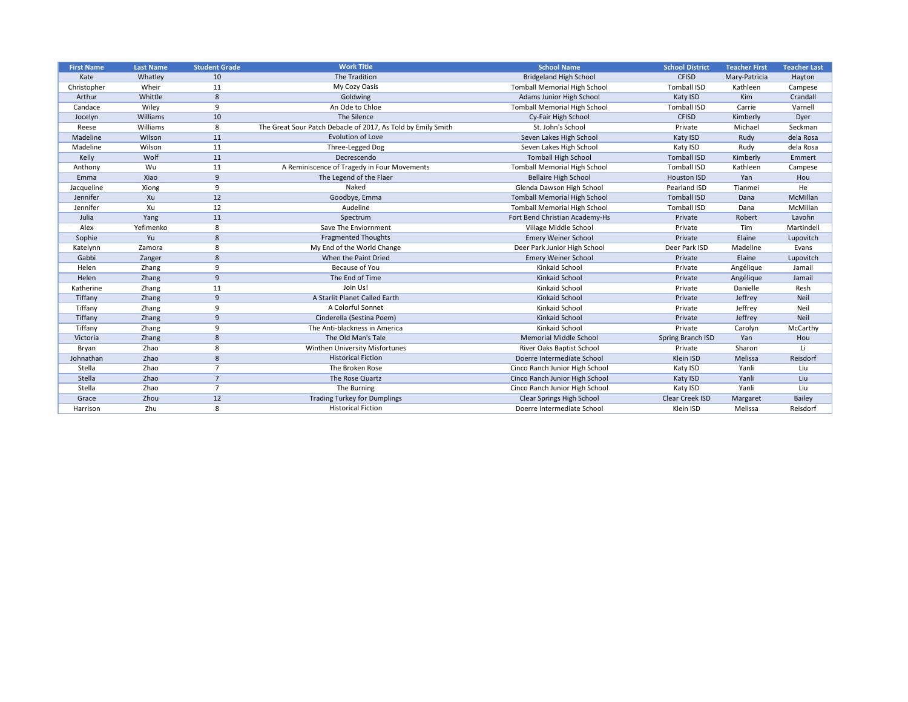| First Name | Last Name | Student Grade | Work Title | School Name | School District | Teacher First | Teacher Last |
|---|---|---|---|---|---|---|---|
| Kate | Whatley | 10 | The Tradition | Bridgeland High School | CFISD | Mary-Patricia | Hayton |
| Christopher | Wheir | 11 | My Cozy Oasis | Tomball Memorial High School | Tomball ISD | Kathleen | Campese |
| Arthur | Whittle | 8 | Goldwing | Adams Junior High School | Katy ISD | Kim | Crandall |
| Candace | Wiley | 9 | An Ode to Chloe | Tomball Memorial High School | Tomball ISD | Carrie | Varnell |
| Jocelyn | Williams | 10 | The Silence | Cy-Fair High School | CFISD | Kimberly | Dyer |
| Reese | Williams | 8 | The Great Sour Patch Debacle of 2017, As Told by Emily Smith | St. John's School | Private | Michael | Seckman |
| Madeline | Wilson | 11 | Evolution of Love | Seven Lakes High School | Katy ISD | Rudy | dela Rosa |
| Madeline | Wilson | 11 | Three-Legged Dog | Seven Lakes High School | Katy ISD | Rudy | dela Rosa |
| Kelly | Wolf | 11 | Decrescendo | Tomball High School | Tomball ISD | Kimberly | Emmert |
| Anthony | Wu | 11 | A Reminiscence of Tragedy in Four Movements | Tomball Memorial High School | Tomball ISD | Kathleen | Campese |
| Emma | Xiao | 9 | The Legend of the Flaer | Bellaire High School | Houston ISD | Yan | Hou |
| Jacqueline | Xiong | 9 | Naked | Glenda Dawson High School | Pearland ISD | Tianmei | He |
| Jennifer | Xu | 12 | Goodbye, Emma | Tomball Memorial High School | Tomball ISD | Dana | McMillan |
| Jennifer | Xu | 12 | Audeline | Tomball Memorial High School | Tomball ISD | Dana | McMillan |
| Julia | Yang | 11 | Spectrum | Fort Bend Christian Academy-Hs | Private | Robert | Lavohn |
| Alex | Yefimenko | 8 | Save The Enviornment | Village Middle School | Private | Tim | Martindell |
| Sophie | Yu | 8 | Fragmented Thoughts | Emery Weiner School | Private | Elaine | Lupovitch |
| Katelynn | Zamora | 8 | My End of the World Change | Deer Park Junior High School | Deer Park ISD | Madeline | Evans |
| Gabbi | Zanger | 8 | When the Paint Dried | Emery Weiner School | Private | Elaine | Lupovitch |
| Helen | Zhang | 9 | Because of You | Kinkaid School | Private | Angélique | Jamail |
| Helen | Zhang | 9 | The End of Time | Kinkaid School | Private | Angélique | Jamail |
| Katherine | Zhang | 11 | Join Us! | Kinkaid School | Private | Danielle | Resh |
| Tiffany | Zhang | 9 | A Starlit Planet Called Earth | Kinkaid School | Private | Jeffrey | Neil |
| Tiffany | Zhang | 9 | A Colorful Sonnet | Kinkaid School | Private | Jeffrey | Neil |
| Tiffany | Zhang | 9 | Cinderella (Sestina Poem) | Kinkaid School | Private | Jeffrey | Neil |
| Tiffany | Zhang | 9 | The Anti-blackness in America | Kinkaid School | Private | Carolyn | McCarthy |
| Victoria | Zhang | 8 | The Old Man's Tale | Memorial Middle School | Spring Branch ISD | Yan | Hou |
| Bryan | Zhao | 8 | Winthen University Misfortunes | River Oaks Baptist School | Private | Sharon | Li |
| Johnathan | Zhao | 8 | Historical Fiction | Doerre Intermediate School | Klein ISD | Melissa | Reisdorf |
| Stella | Zhao | 7 | The Broken Rose | Cinco Ranch Junior High School | Katy ISD | Yanli | Liu |
| Stella | Zhao | 7 | The Rose Quartz | Cinco Ranch Junior High School | Katy ISD | Yanli | Liu |
| Stella | Zhao | 7 | The Burning | Cinco Ranch Junior High School | Katy ISD | Yanli | Liu |
| Grace | Zhou | 12 | Trading Turkey for Dumplings | Clear Springs High School | Clear Creek ISD | Margaret | Bailey |
| Harrison | Zhu | 8 | Historical Fiction | Doerre Intermediate School | Klein ISD | Melissa | Reisdorf |